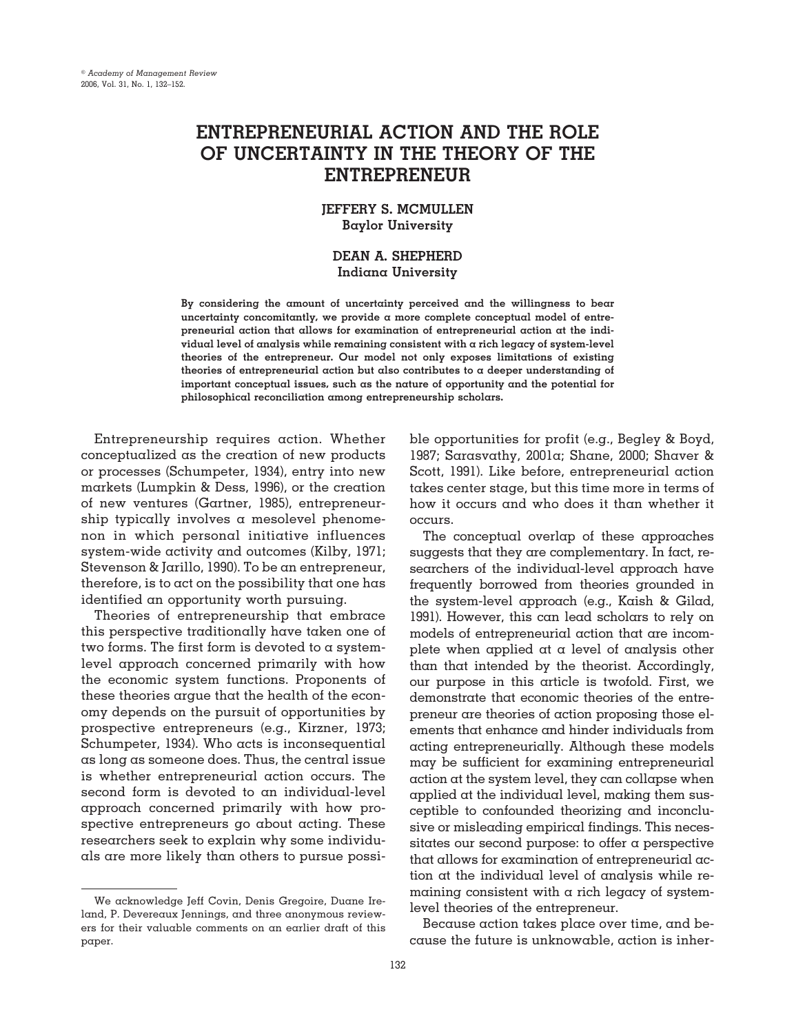# ENTREPRENEURIAL ACTION AND THE ROLE OF UNCERTAINTY IN THE THEORY OF THE ENTREPRENEUR

**JEFFERY S. MCMULLEN**
**Baylor University**

**DEAN A. SHEPHERD**
**Indiana University**

**By considering the amount of uncertainty perceived and the willingness to bear uncertainty concomitantly, we provide a more complete conceptual model of entrepreneurial action that allows for examination of entrepreneurial action at the individual level of analysis while remaining consistent with a rich legacy of system-level theories of the entrepreneur. Our model not only exposes limitations of existing theories of entrepreneurial action but also contributes to a deeper understanding of important conceptual issues, such as the nature of opportunity and the potential for philosophical reconciliation among entrepreneurship scholars.**

Entrepreneurship requires action. Whether conceptualized as the creation of new products or processes (Schumpeter, 1934), entry into new markets (Lumpkin & Dess, 1996), or the creation of new ventures (Gartner, 1985), entrepreneurship typically involves a mesolevel phenomenon in which personal initiative influences system-wide activity and outcomes (Kilby, 1971; Stevenson & Jarillo, 1990). To be an entrepreneur, therefore, is to act on the possibility that one has identified an opportunity worth pursuing.

Theories of entrepreneurship that embrace this perspective traditionally have taken one of two forms. The first form is devoted to a system-level approach concerned primarily with how the economic system functions. Proponents of these theories argue that the health of the economy depends on the pursuit of opportunities by prospective entrepreneurs (e.g., Kirzner, 1973; Schumpeter, 1934). Who acts is inconsequential as long as someone does. Thus, the central issue is whether entrepreneurial action occurs. The second form is devoted to an individual-level approach concerned primarily with how prospective entrepreneurs go about acting. These researchers seek to explain why some individuals are more likely than others to pursue possible opportunities for profit (e.g., Begley & Boyd, 1987; Sarasvathy, 2001a; Shane, 2000; Shaver & Scott, 1991). Like before, entrepreneurial action takes center stage, but this time more in terms of how it occurs and who does it than whether it occurs.

The conceptual overlap of these approaches suggests that they are complementary. In fact, researchers of the individual-level approach have frequently borrowed from theories grounded in the system-level approach (e.g., Kaish & Gilad, 1991). However, this can lead scholars to rely on models of entrepreneurial action that are incomplete when applied at a level of analysis other than that intended by the theorist. Accordingly, our purpose in this article is twofold. First, we demonstrate that economic theories of the entrepreneur are theories of action proposing those elements that enhance and hinder individuals from acting entrepreneurially. Although these models may be sufficient for examining entrepreneurial action at the system level, they can collapse when applied at the individual level, making them susceptible to confounded theorizing and inconclusive or misleading empirical findings. This necessitates our second purpose: to offer a perspective that allows for examination of entrepreneurial action at the individual level of analysis while remaining consistent with a rich legacy of system-level theories of the entrepreneur.

Because action takes place over time, and because the future is unknowable, action is inher-

We acknowledge Jeff Covin, Denis Gregoire, Duane Ireland, P. Devereaux Jennings, and three anonymous reviewers for their valuable comments on an earlier draft of this paper.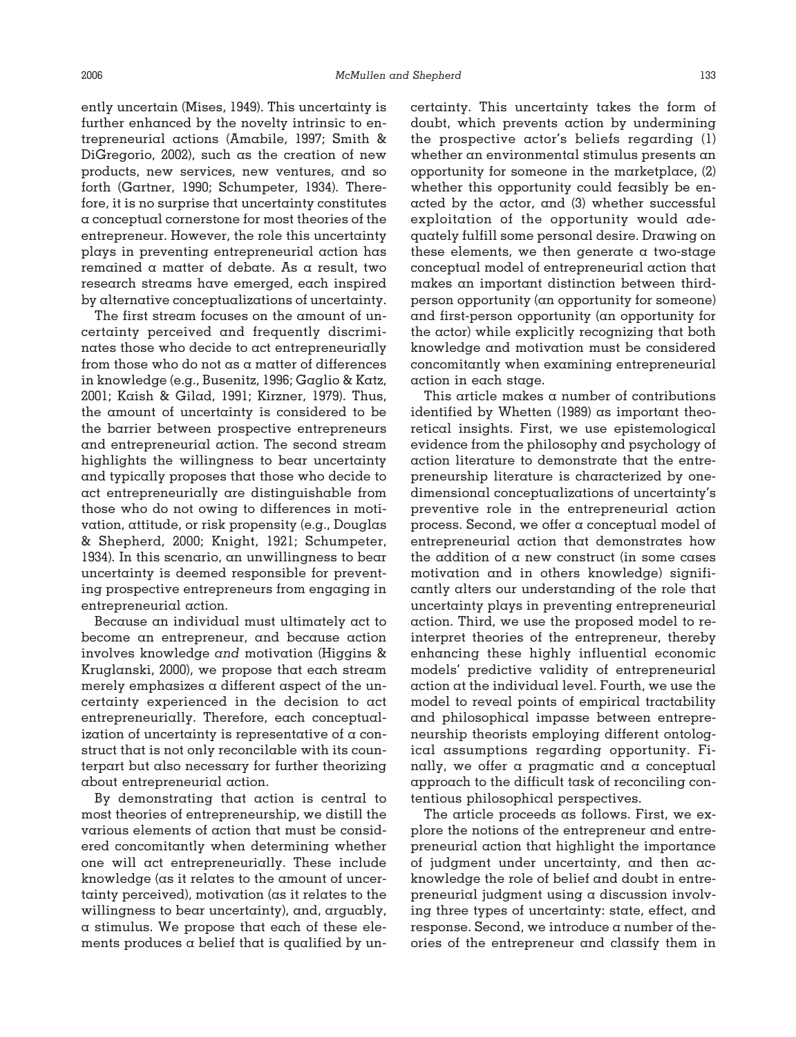ently uncertain (Mises, 1949). This uncertainty is further enhanced by the novelty intrinsic to entrepreneurial actions (Amabile, 1997; Smith & DiGregorio, 2002), such as the creation of new products, new services, new ventures, and so forth (Gartner, 1990; Schumpeter, 1934). Therefore, it is no surprise that uncertainty constitutes a conceptual cornerstone for most theories of the entrepreneur. However, the role this uncertainty plays in preventing entrepreneurial action has remained a matter of debate. As a result, two research streams have emerged, each inspired by alternative conceptualizations of uncertainty.

The first stream focuses on the amount of uncertainty perceived and frequently discriminates those who decide to act entrepreneurially from those who do not as a matter of differences in knowledge (e.g., Busenitz, 1996; Gaglio & Katz, 2001; Kaish & Gilad, 1991; Kirzner, 1979). Thus, the amount of uncertainty is considered to be the barrier between prospective entrepreneurs and entrepreneurial action. The second stream highlights the willingness to bear uncertainty and typically proposes that those who decide to act entrepreneurially are distinguishable from those who do not owing to differences in motivation, attitude, or risk propensity (e.g., Douglas & Shepherd, 2000; Knight, 1921; Schumpeter, 1934). In this scenario, an unwillingness to bear uncertainty is deemed responsible for preventing prospective entrepreneurs from engaging in entrepreneurial action.

Because an individual must ultimately act to become an entrepreneur, and because action involves knowledge *and* motivation (Higgins & Kruglanski, 2000), we propose that each stream merely emphasizes a different aspect of the uncertainty experienced in the decision to act entrepreneurially. Therefore, each conceptualization of uncertainty is representative of a construct that is not only reconcilable with its counterpart but also necessary for further theorizing about entrepreneurial action.

By demonstrating that action is central to most theories of entrepreneurship, we distill the various elements of action that must be considered concomitantly when determining whether one will act entrepreneurially. These include knowledge (as it relates to the amount of uncertainty perceived), motivation (as it relates to the willingness to bear uncertainty), and, arguably, a stimulus. We propose that each of these elements produces a belief that is qualified by uncertainty. This uncertainty takes the form of doubt, which prevents action by undermining the prospective actor's beliefs regarding (1) whether an environmental stimulus presents an opportunity for someone in the marketplace, (2) whether this opportunity could feasibly be enacted by the actor, and (3) whether successful exploitation of the opportunity would adequately fulfill some personal desire. Drawing on these elements, we then generate a two-stage conceptual model of entrepreneurial action that makes an important distinction between third-person opportunity (an opportunity for someone) and first-person opportunity (an opportunity for the actor) while explicitly recognizing that both knowledge and motivation must be considered concomitantly when examining entrepreneurial action in each stage.

This article makes a number of contributions identified by Whetten (1989) as important theoretical insights. First, we use epistemological evidence from the philosophy and psychology of action literature to demonstrate that the entrepreneurship literature is characterized by one-dimensional conceptualizations of uncertainty's preventive role in the entrepreneurial action process. Second, we offer a conceptual model of entrepreneurial action that demonstrates how the addition of a new construct (in some cases motivation and in others knowledge) significantly alters our understanding of the role that uncertainty plays in preventing entrepreneurial action. Third, we use the proposed model to reinterpret theories of the entrepreneur, thereby enhancing these highly influential economic models' predictive validity of entrepreneurial action at the individual level. Fourth, we use the model to reveal points of empirical tractability and philosophical impasse between entrepreneurship theorists employing different ontological assumptions regarding opportunity. Finally, we offer a pragmatic and a conceptual approach to the difficult task of reconciling contentious philosophical perspectives.

The article proceeds as follows. First, we explore the notions of the entrepreneur and entrepreneurial action that highlight the importance of judgment under uncertainty, and then acknowledge the role of belief and doubt in entrepreneurial judgment using a discussion involving three types of uncertainty: state, effect, and response. Second, we introduce a number of theories of the entrepreneur and classify them in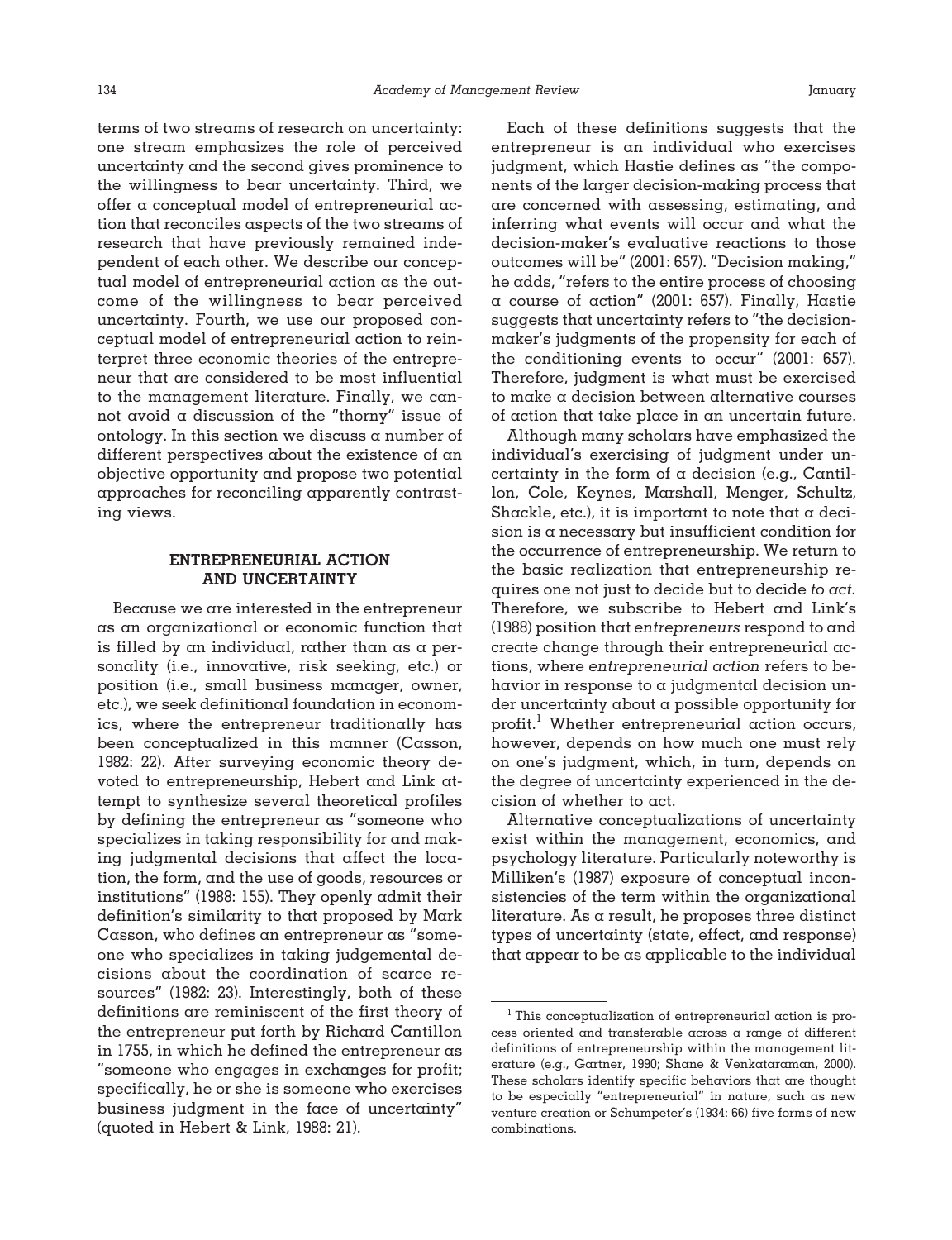terms of two streams of research on uncertainty: one stream emphasizes the role of perceived uncertainty and the second gives prominence to the willingness to bear uncertainty. Third, we offer a conceptual model of entrepreneurial action that reconciles aspects of the two streams of research that have previously remained independent of each other. We describe our conceptual model of entrepreneurial action as the outcome of the willingness to bear perceived uncertainty. Fourth, we use our proposed conceptual model of entrepreneurial action to reinterpret three economic theories of the entrepreneur that are considered to be most influential to the management literature. Finally, we cannot avoid a discussion of the "thorny" issue of ontology. In this section we discuss a number of different perspectives about the existence of an objective opportunity and propose two potential approaches for reconciling apparently contrasting views.

## ENTREPRENEURIAL ACTION AND UNCERTAINTY

Because we are interested in the entrepreneur as an organizational or economic function that is filled by an individual, rather than as a personality (i.e., innovative, risk seeking, etc.) or position (i.e., small business manager, owner, etc.), we seek definitional foundation in economics, where the entrepreneur traditionally has been conceptualized in this manner (Casson, 1982: 22). After surveying economic theory devoted to entrepreneurship, Hebert and Link attempt to synthesize several theoretical profiles by defining the entrepreneur as "someone who specializes in taking responsibility for and making judgmental decisions that affect the location, the form, and the use of goods, resources or institutions" (1988: 155). They openly admit their definition's similarity to that proposed by Mark Casson, who defines an entrepreneur as "someone who specializes in taking judgemental decisions about the coordination of scarce resources" (1982: 23). Interestingly, both of these definitions are reminiscent of the first theory of the entrepreneur put forth by Richard Cantillon in 1755, in which he defined the entrepreneur as "someone who engages in exchanges for profit; specifically, he or she is someone who exercises business judgment in the face of uncertainty" (quoted in Hebert & Link, 1988: 21).

Each of these definitions suggests that the entrepreneur is an individual who exercises judgment, which Hastie defines as "the components of the larger decision-making process that are concerned with assessing, estimating, and inferring what events will occur and what the decision-maker's evaluative reactions to those outcomes will be" (2001: 657). "Decision making," he adds, "refers to the entire process of choosing a course of action" (2001: 657). Finally, Hastie suggests that uncertainty refers to "the decision-maker's judgments of the propensity for each of the conditioning events to occur" (2001: 657). Therefore, judgment is what must be exercised to make a decision between alternative courses of action that take place in an uncertain future.

Although many scholars have emphasized the individual's exercising of judgment under uncertainty in the form of a decision (e.g., Cantillon, Cole, Keynes, Marshall, Menger, Schultz, Shackle, etc.), it is important to note that a decision is a necessary but insufficient condition for the occurrence of entrepreneurship. We return to the basic realization that entrepreneurship requires one not just to decide but to decide *to act*. Therefore, we subscribe to Hebert and Link's (1988) position that *entrepreneurs* respond to and create change through their entrepreneurial actions, where *entrepreneurial action* refers to behavior in response to a judgmental decision under uncertainty about a possible opportunity for profit.[1] Whether entrepreneurial action occurs, however, depends on how much one must rely on one's judgment, which, in turn, depends on the degree of uncertainty experienced in the decision of whether to act.

Alternative conceptualizations of uncertainty exist within the management, economics, and psychology literature. Particularly noteworthy is Milliken's (1987) exposure of conceptual inconsistencies of the term within the organizational literature. As a result, he proposes three distinct types of uncertainty (state, effect, and response) that appear to be as applicable to the individual

---

[1] This conceptualization of entrepreneurial action is process oriented and transferable across a range of different definitions of entrepreneurship within the management literature (e.g., Gartner, 1990; Shane & Venkataraman, 2000). These scholars identify specific behaviors that are thought to be especially "entrepreneurial" in nature, such as new venture creation or Schumpeter's (1934: 66) five forms of new combinations.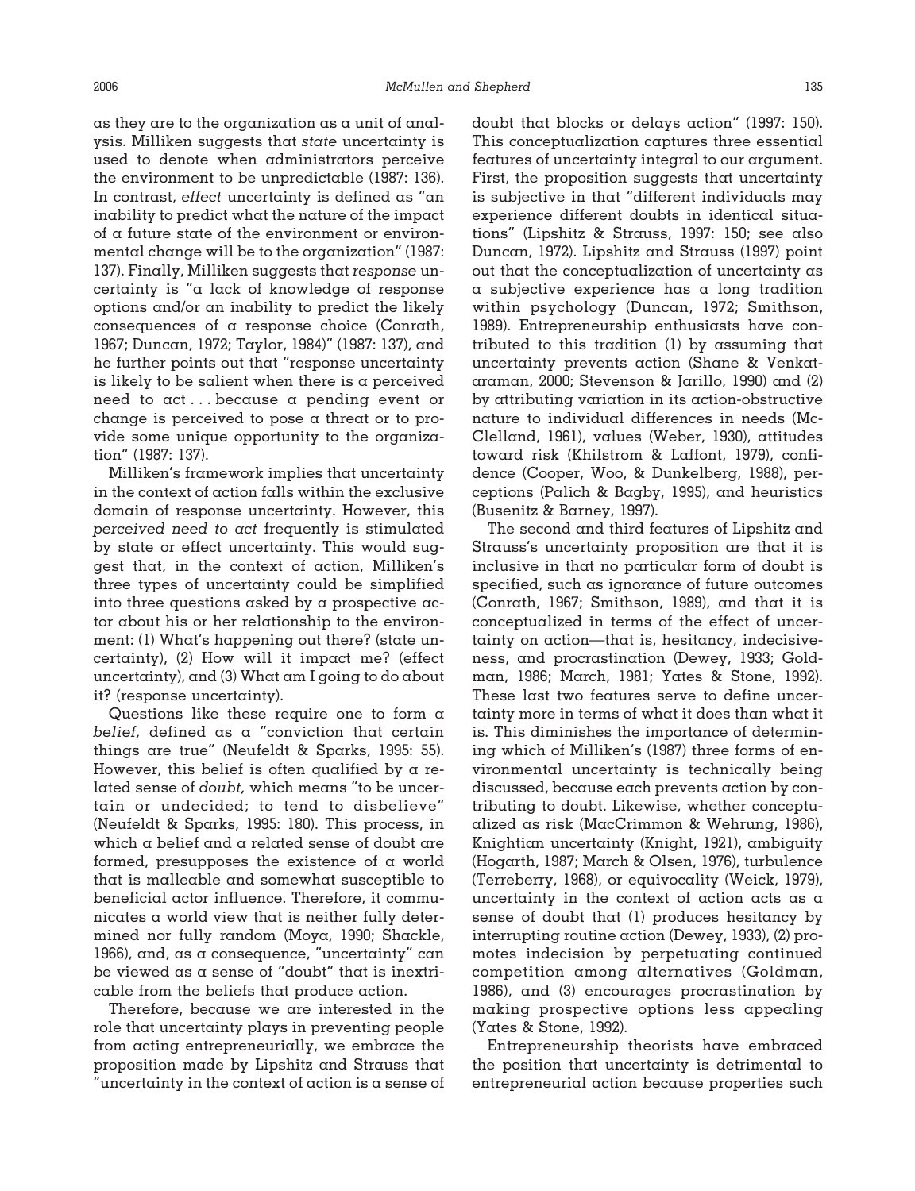as they are to the organization as a unit of analysis. Milliken suggests that *state* uncertainty is used to denote when administrators perceive the environment to be unpredictable (1987: 136). In contrast, *effect* uncertainty is defined as "an inability to predict what the nature of the impact of a future state of the environment or environmental change will be to the organization" (1987: 137). Finally, Milliken suggests that *response* uncertainty is "a lack of knowledge of response options and/or an inability to predict the likely consequences of a response choice (Conrath, 1967; Duncan, 1972; Taylor, 1984)" (1987: 137), and he further points out that "response uncertainty is likely to be salient when there is a perceived need to act . . . because a pending event or change is perceived to pose a threat or to provide some unique opportunity to the organization" (1987: 137).

Milliken's framework implies that uncertainty in the context of action falls within the exclusive domain of response uncertainty. However, this *perceived need to act* frequently is stimulated by state or effect uncertainty. This would suggest that, in the context of action, Milliken's three types of uncertainty could be simplified into three questions asked by a prospective actor about his or her relationship to the environment: (1) What's happening out there? (state uncertainty), (2) How will it impact me? (effect uncertainty), and (3) What am I going to do about it? (response uncertainty).

Questions like these require one to form a *belief,* defined as a "conviction that certain things are true" (Neufeldt & Sparks, 1995: 55). However, this belief is often qualified by a related sense of *doubt,* which means "to be uncertain or undecided; to tend to disbelieve" (Neufeldt & Sparks, 1995: 180). This process, in which a belief and a related sense of doubt are formed, presupposes the existence of a world that is malleable and somewhat susceptible to beneficial actor influence. Therefore, it communicates a world view that is neither fully determined nor fully random (Moya, 1990; Shackle, 1966), and, as a consequence, "uncertainty" can be viewed as a sense of "doubt" that is inextricable from the beliefs that produce action.

Therefore, because we are interested in the role that uncertainty plays in preventing people from acting entrepreneurially, we embrace the proposition made by Lipshitz and Strauss that "uncertainty in the context of action is a sense of doubt that blocks or delays action" (1997: 150). This conceptualization captures three essential features of uncertainty integral to our argument. First, the proposition suggests that uncertainty is subjective in that "different individuals may experience different doubts in identical situations" (Lipshitz & Strauss, 1997: 150; see also Duncan, 1972). Lipshitz and Strauss (1997) point out that the conceptualization of uncertainty as a subjective experience has a long tradition within psychology (Duncan, 1972; Smithson, 1989). Entrepreneurship enthusiasts have contributed to this tradition (1) by assuming that uncertainty prevents action (Shane & Venkataraman, 2000; Stevenson & Jarillo, 1990) and (2) by attributing variation in its action-obstructive nature to individual differences in needs (McClelland, 1961), values (Weber, 1930), attitudes toward risk (Khilstrom & Laffont, 1979), confidence (Cooper, Woo, & Dunkelberg, 1988), perceptions (Palich & Bagby, 1995), and heuristics (Busenitz & Barney, 1997).

The second and third features of Lipshitz and Strauss's uncertainty proposition are that it is inclusive in that no particular form of doubt is specified, such as ignorance of future outcomes (Conrath, 1967; Smithson, 1989), and that it is conceptualized in terms of the effect of uncertainty on action—that is, hesitancy, indecisiveness, and procrastination (Dewey, 1933; Goldman, 1986; March, 1981; Yates & Stone, 1992). These last two features serve to define uncertainty more in terms of what it does than what it is. This diminishes the importance of determining which of Milliken's (1987) three forms of environmental uncertainty is technically being discussed, because each prevents action by contributing to doubt. Likewise, whether conceptualized as risk (MacCrimmon & Wehrung, 1986), Knightian uncertainty (Knight, 1921), ambiguity (Hogarth, 1987; March & Olsen, 1976), turbulence (Terreberry, 1968), or equivocality (Weick, 1979), uncertainty in the context of action acts as a sense of doubt that (1) produces hesitancy by interrupting routine action (Dewey, 1933), (2) promotes indecision by perpetuating continued competition among alternatives (Goldman, 1986), and (3) encourages procrastination by making prospective options less appealing (Yates & Stone, 1992).

Entrepreneurship theorists have embraced the position that uncertainty is detrimental to entrepreneurial action because properties such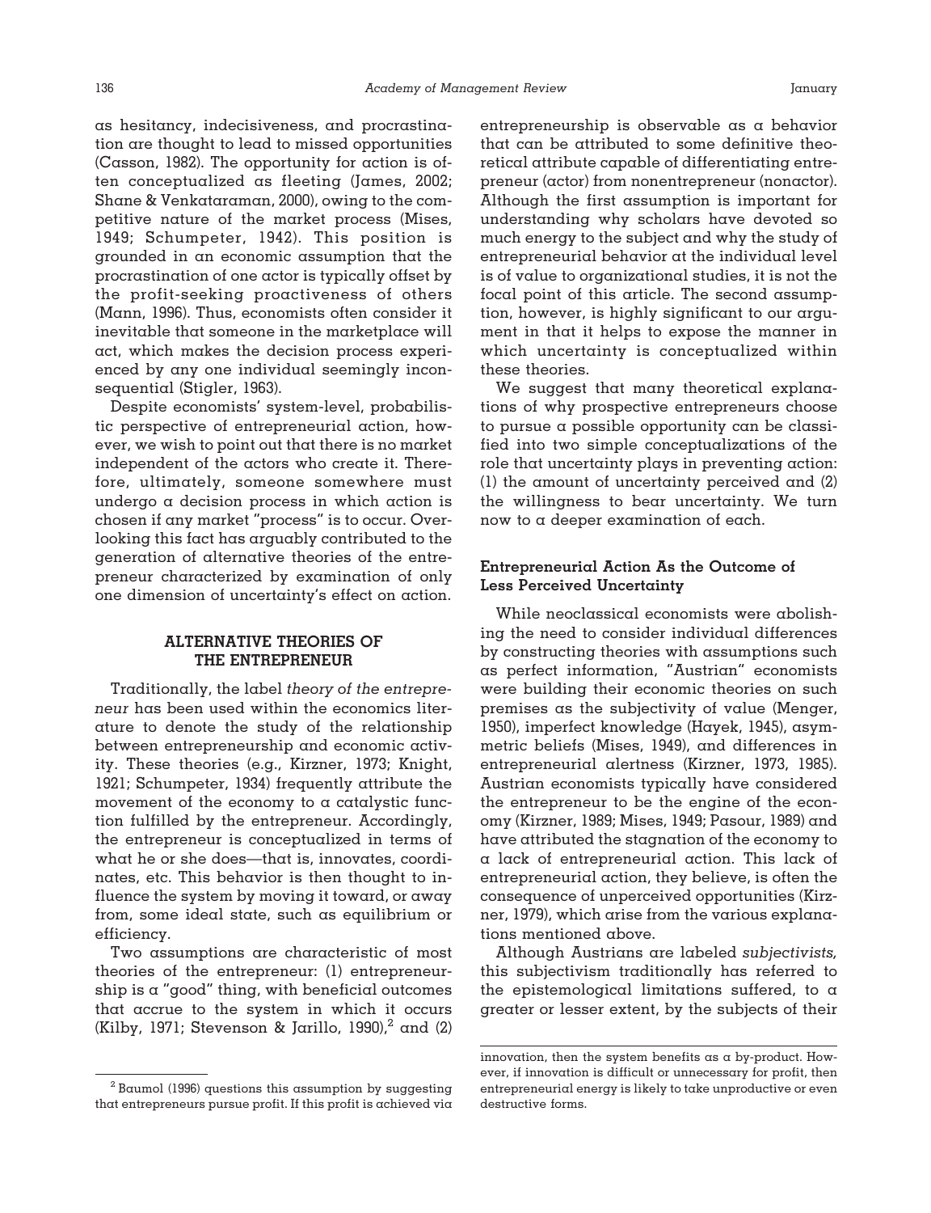as hesitancy, indecisiveness, and procrastination are thought to lead to missed opportunities (Casson, 1982). The opportunity for action is often conceptualized as fleeting (James, 2002; Shane & Venkataraman, 2000), owing to the competitive nature of the market process (Mises, 1949; Schumpeter, 1942). This position is grounded in an economic assumption that the procrastination of one actor is typically offset by the profit-seeking proactiveness of others (Mann, 1996). Thus, economists often consider it inevitable that someone in the marketplace will act, which makes the decision process experienced by any one individual seemingly inconsequential (Stigler, 1963).

Despite economists' system-level, probabilistic perspective of entrepreneurial action, however, we wish to point out that there is no market independent of the actors who create it. Therefore, ultimately, someone somewhere must undergo a decision process in which action is chosen if any market "process" is to occur. Overlooking this fact has arguably contributed to the generation of alternative theories of the entrepreneur characterized by examination of only one dimension of uncertainty's effect on action.

## ALTERNATIVE THEORIES OF THE ENTREPRENEUR

Traditionally, the label *theory of the entrepreneur* has been used within the economics literature to denote the study of the relationship between entrepreneurship and economic activity. These theories (e.g., Kirzner, 1973; Knight, 1921; Schumpeter, 1934) frequently attribute the movement of the economy to a catalystic function fulfilled by the entrepreneur. Accordingly, the entrepreneur is conceptualized in terms of what he or she does—that is, innovates, coordinates, etc. This behavior is then thought to influence the system by moving it toward, or away from, some ideal state, such as equilibrium or efficiency.

Two assumptions are characteristic of most theories of the entrepreneur: (1) entrepreneurship is a "good" thing, with beneficial outcomes that accrue to the system in which it occurs (Kilby, 1971; Stevenson & Jarillo, 1990),[2] and (2) entrepreneurship is observable as a behavior that can be attributed to some definitive theoretical attribute capable of differentiating entrepreneur (actor) from nonentrepreneur (nonactor). Although the first assumption is important for understanding why scholars have devoted so much energy to the subject and why the study of entrepreneurial behavior at the individual level is of value to organizational studies, it is not the focal point of this article. The second assumption, however, is highly significant to our argument in that it helps to expose the manner in which uncertainty is conceptualized within these theories.

We suggest that many theoretical explanations of why prospective entrepreneurs choose to pursue a possible opportunity can be classified into two simple conceptualizations of the role that uncertainty plays in preventing action: (1) the amount of uncertainty perceived and (2) the willingness to bear uncertainty. We turn now to a deeper examination of each.

### Entrepreneurial Action As the Outcome of Less Perceived Uncertainty

While neoclassical economists were abolishing the need to consider individual differences by constructing theories with assumptions such as perfect information, "Austrian" economists were building their economic theories on such premises as the subjectivity of value (Menger, 1950), imperfect knowledge (Hayek, 1945), asymmetric beliefs (Mises, 1949), and differences in entrepreneurial alertness (Kirzner, 1973, 1985). Austrian economists typically have considered the entrepreneur to be the engine of the economy (Kirzner, 1989; Mises, 1949; Pasour, 1989) and have attributed the stagnation of the economy to a lack of entrepreneurial action. This lack of entrepreneurial action, they believe, is often the consequence of unperceived opportunities (Kirzner, 1979), which arise from the various explanations mentioned above.

Although Austrians are labeled *subjectivists,* this subjectivism traditionally has referred to the epistemological limitations suffered, to a greater or lesser extent, by the subjects of their

[2] Baumol (1996) questions this assumption by suggesting that entrepreneurs pursue profit. If this profit is achieved via innovation, then the system benefits as a by-product. However, if innovation is difficult or unnecessary for profit, then entrepreneurial energy is likely to take unproductive or even destructive forms.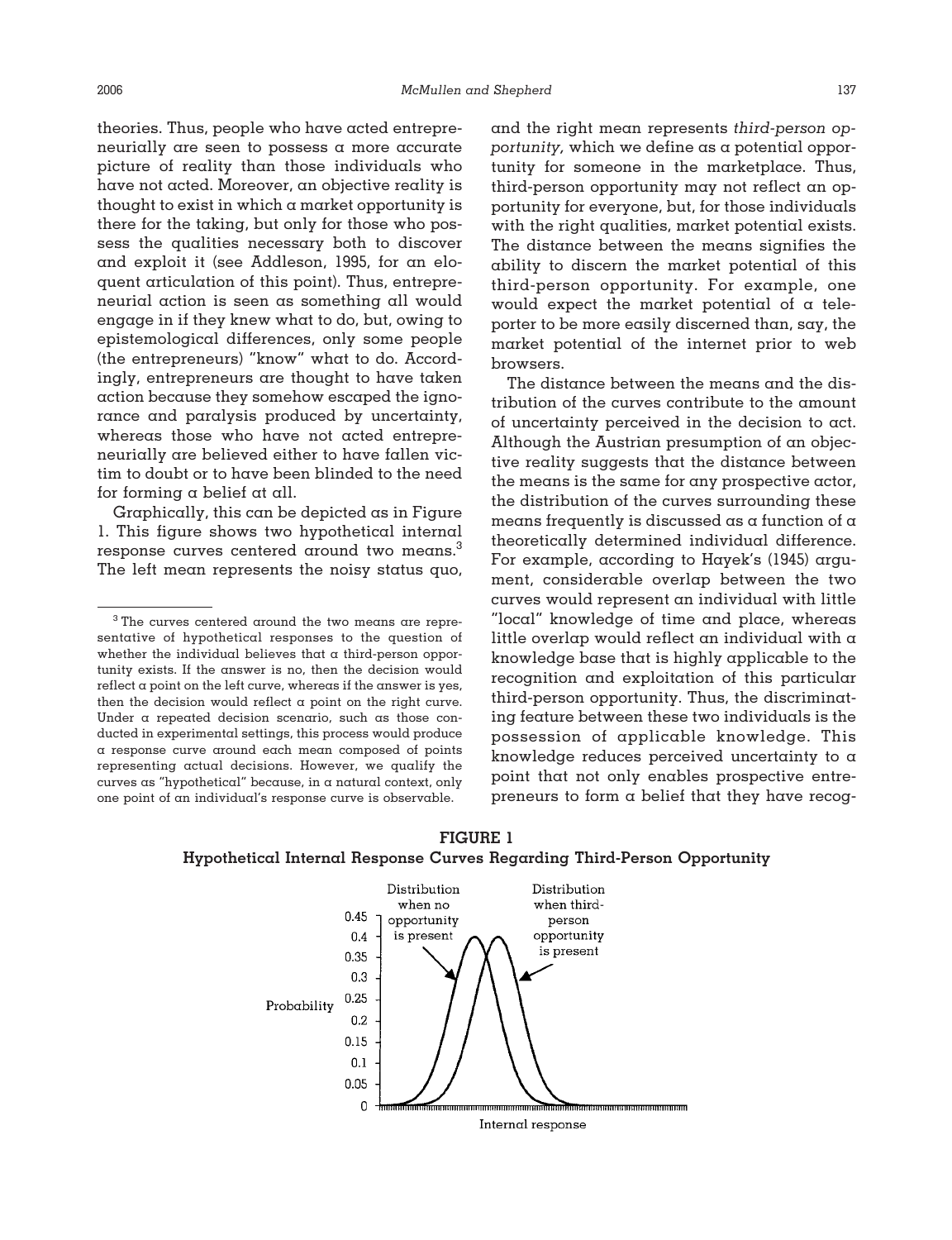theories. Thus, people who have acted entrepreneurially are seen to possess a more accurate picture of reality than those individuals who have not acted. Moreover, an objective reality is thought to exist in which a market opportunity is there for the taking, but only for those who possess the qualities necessary both to discover and exploit it (see Addleson, 1995, for an eloquent articulation of this point). Thus, entrepreneurial action is seen as something all would engage in if they knew what to do, but, owing to epistemological differences, only some people (the entrepreneurs) "know" what to do. Accordingly, entrepreneurs are thought to have taken action because they somehow escaped the ignorance and paralysis produced by uncertainty, whereas those who have not acted entrepreneurially are believed either to have fallen victim to doubt or to have been blinded to the need for forming a belief at all.

Graphically, this can be depicted as in Figure 1. This figure shows two hypothetical internal response curves centered around two means.[3] The left mean represents the noisy status quo, and the right mean represents *third-person opportunity,* which we define as a potential opportunity for someone in the marketplace. Thus, third-person opportunity may not reflect an opportunity for everyone, but, for those individuals with the right qualities, market potential exists. The distance between the means signifies the ability to discern the market potential of this third-person opportunity. For example, one would expect the market potential of a teleporter to be more easily discerned than, say, the market potential of the internet prior to web browsers.

The distance between the means and the distribution of the curves contribute to the amount of uncertainty perceived in the decision to act. Although the Austrian presumption of an objective reality suggests that the distance between the means is the same for any prospective actor, the distribution of the curves surrounding these means frequently is discussed as a function of a theoretically determined individual difference. For example, according to Hayek's (1945) argument, considerable overlap between the two curves would represent an individual with little "local" knowledge of time and place, whereas little overlap would reflect an individual with a knowledge base that is highly applicable to the recognition and exploitation of this particular third-person opportunity. Thus, the discriminating feature between these two individuals is the possession of applicable knowledge. This knowledge reduces perceived uncertainty to a point that not only enables prospective entrepreneurs to form a belief that they have recog-

[3] The curves centered around the two means are representative of hypothetical responses to the question of whether the individual believes that a third-person opportunity exists. If the answer is no, then the decision would reflect a point on the left curve, whereas if the answer is yes, then the decision would reflect a point on the right curve. Under a repeated decision scenario, such as those conducted in experimental settings, this process would produce a response curve around each mean composed of points representing actual decisions. However, we qualify the curves as "hypothetical" because, in a natural context, only one point of an individual's response curve is observable.

**FIGURE 1**
**Hypothetical Internal Response Curves Regarding Third-Person Opportunity**

Probability (0–0.45) vs. Internal response. Labels: "Distribution when no opportunity is present"; "Distribution when third-person opportunity is present"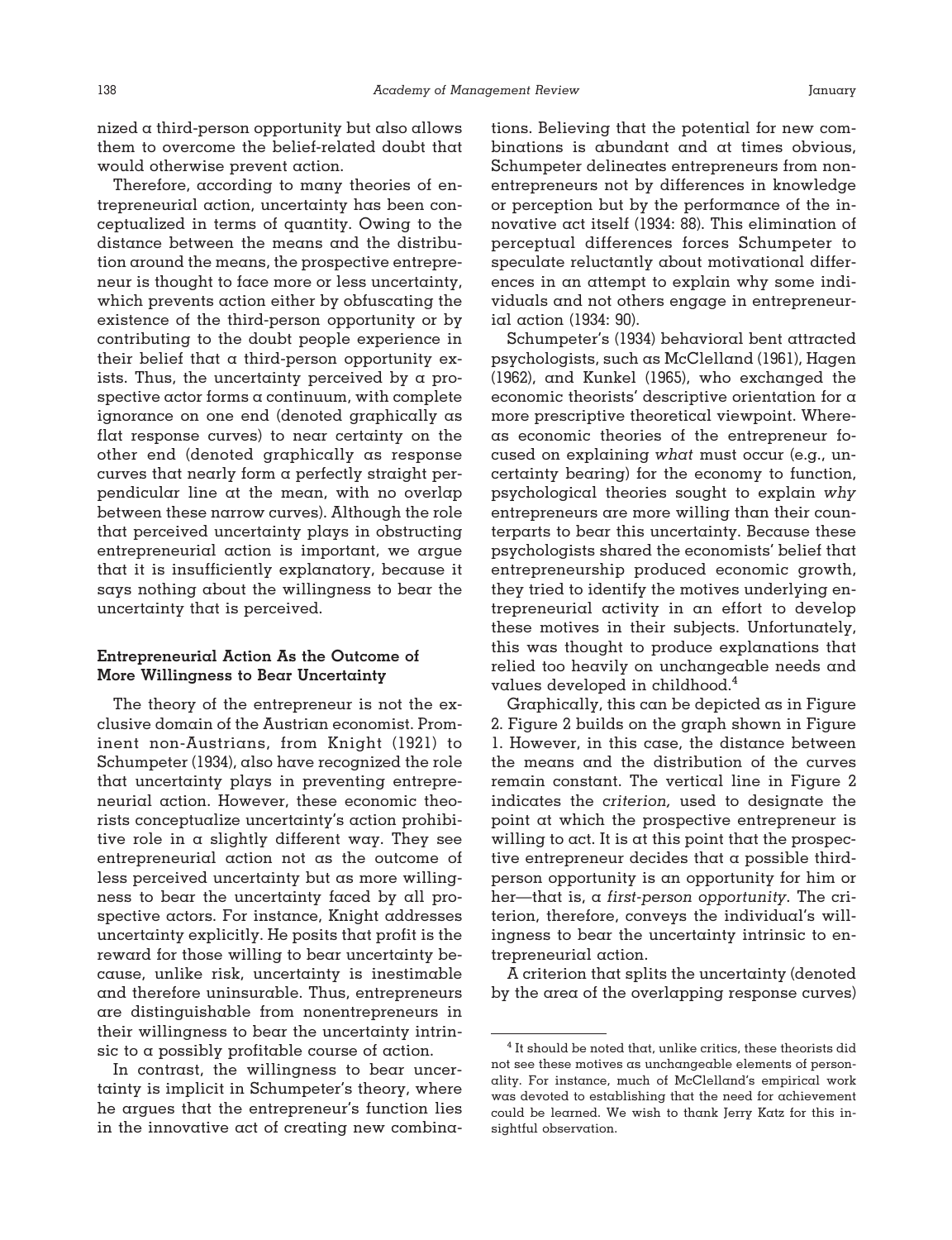nized a third-person opportunity but also allows them to overcome the belief-related doubt that would otherwise prevent action.

Therefore, according to many theories of entrepreneurial action, uncertainty has been conceptualized in terms of quantity. Owing to the distance between the means and the distribution around the means, the prospective entrepreneur is thought to face more or less uncertainty, which prevents action either by obfuscating the existence of the third-person opportunity or by contributing to the doubt people experience in their belief that a third-person opportunity exists. Thus, the uncertainty perceived by a prospective actor forms a continuum, with complete ignorance on one end (denoted graphically as flat response curves) to near certainty on the other end (denoted graphically as response curves that nearly form a perfectly straight perpendicular line at the mean, with no overlap between these narrow curves). Although the role that perceived uncertainty plays in obstructing entrepreneurial action is important, we argue that it is insufficiently explanatory, because it says nothing about the willingness to bear the uncertainty that is perceived.

### Entrepreneurial Action As the Outcome of More Willingness to Bear Uncertainty

The theory of the entrepreneur is not the exclusive domain of the Austrian economist. Prominent non-Austrians, from Knight (1921) to Schumpeter (1934), also have recognized the role that uncertainty plays in preventing entrepreneurial action. However, these economic theorists conceptualize uncertainty's action prohibitive role in a slightly different way. They see entrepreneurial action not as the outcome of less perceived uncertainty but as more willingness to bear the uncertainty faced by all prospective actors. For instance, Knight addresses uncertainty explicitly. He posits that profit is the reward for those willing to bear uncertainty because, unlike risk, uncertainty is inestimable and therefore uninsurable. Thus, entrepreneurs are distinguishable from nonentrepreneurs in their willingness to bear the uncertainty intrinsic to a possibly profitable course of action.

In contrast, the willingness to bear uncertainty is implicit in Schumpeter's theory, where he argues that the entrepreneur's function lies in the innovative act of creating new combinations. Believing that the potential for new combinations is abundant and at times obvious, Schumpeter delineates entrepreneurs from nonentrepreneurs not by differences in knowledge or perception but by the performance of the innovative act itself (1934: 88). This elimination of perceptual differences forces Schumpeter to speculate reluctantly about motivational differences in an attempt to explain why some individuals and not others engage in entrepreneurial action (1934: 90).

Schumpeter's (1934) behavioral bent attracted psychologists, such as McClelland (1961), Hagen (1962), and Kunkel (1965), who exchanged the economic theorists' descriptive orientation for a more prescriptive theoretical viewpoint. Whereas economic theories of the entrepreneur focused on explaining *what* must occur (e.g., uncertainty bearing) for the economy to function, psychological theories sought to explain *why* entrepreneurs are more willing than their counterparts to bear this uncertainty. Because these psychologists shared the economists' belief that entrepreneurship produced economic growth, they tried to identify the motives underlying entrepreneurial activity in an effort to develop these motives in their subjects. Unfortunately, this was thought to produce explanations that relied too heavily on unchangeable needs and values developed in childhood.[4]

Graphically, this can be depicted as in Figure 2. Figure 2 builds on the graph shown in Figure 1. However, in this case, the distance between the means and the distribution of the curves remain constant. The vertical line in Figure 2 indicates the *criterion,* used to designate the point at which the prospective entrepreneur is willing to act. It is at this point that the prospective entrepreneur decides that a possible third-person opportunity is an opportunity for him or her—that is, a *first-person opportunity.* The criterion, therefore, conveys the individual's willingness to bear the uncertainty intrinsic to entrepreneurial action.

A criterion that splits the uncertainty (denoted by the area of the overlapping response curves)

[4] It should be noted that, unlike critics, these theorists did not see these motives as unchangeable elements of personality. For instance, much of McClelland's empirical work was devoted to establishing that the need for achievement could be learned. We wish to thank Jerry Katz for this insightful observation.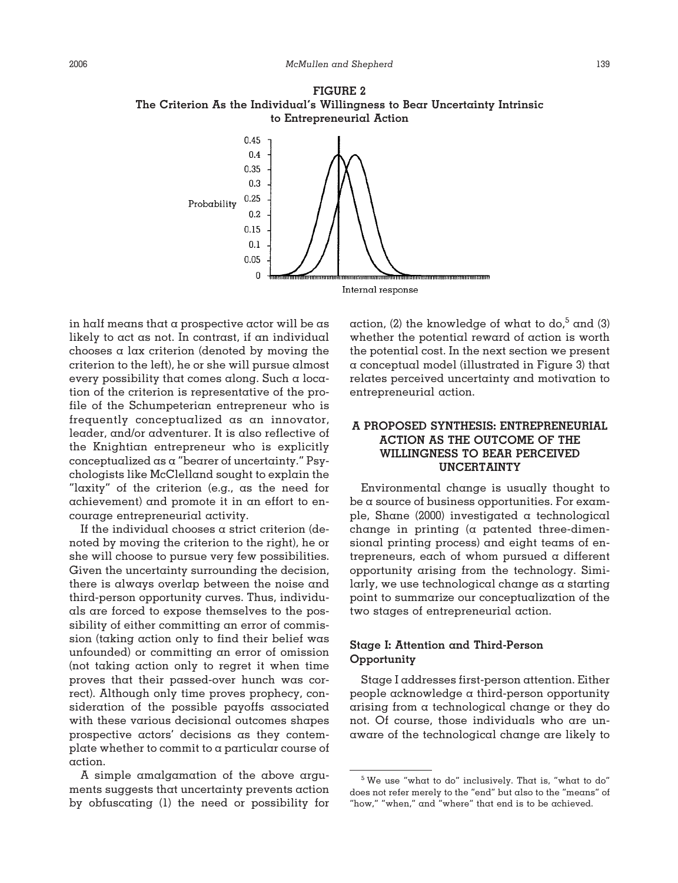**FIGURE 2**
**The Criterion As the Individual's Willingness to Bear Uncertainty Intrinsic to Entrepreneurial Action**

in half means that a prospective actor will be as likely to act as not. In contrast, if an individual chooses a lax criterion (denoted by moving the criterion to the left), he or she will pursue almost every possibility that comes along. Such a location of the criterion is representative of the profile of the Schumpeterian entrepreneur who is frequently conceptualized as an innovator, leader, and/or adventurer. It is also reflective of the Knightian entrepreneur who is explicitly conceptualized as a "bearer of uncertainty." Psychologists like McClelland sought to explain the "laxity" of the criterion (e.g., as the need for achievement) and promote it in an effort to encourage entrepreneurial activity.

If the individual chooses a strict criterion (denoted by moving the criterion to the right), he or she will choose to pursue very few possibilities. Given the uncertainty surrounding the decision, there is always overlap between the noise and third-person opportunity curves. Thus, individuals are forced to expose themselves to the possibility of either committing an error of commission (taking action only to find their belief was unfounded) or committing an error of omission (not taking action only to regret it when time proves that their passed-over hunch was correct). Although only time proves prophecy, consideration of the possible payoffs associated with these various decisional outcomes shapes prospective actors' decisions as they contemplate whether to commit to a particular course of action.

A simple amalgamation of the above arguments suggests that uncertainty prevents action by obfuscating (1) the need or possibility for action, (2) the knowledge of what to do,[5] and (3) whether the potential reward of action is worth the potential cost. In the next section we present a conceptual model (illustrated in Figure 3) that relates perceived uncertainty and motivation to entrepreneurial action.

## A PROPOSED SYNTHESIS: ENTREPRENEURIAL ACTION AS THE OUTCOME OF THE WILLINGNESS TO BEAR PERCEIVED UNCERTAINTY

Environmental change is usually thought to be a source of business opportunities. For example, Shane (2000) investigated a technological change in printing (a patented three-dimensional printing process) and eight teams of entrepreneurs, each of whom pursued a different opportunity arising from the technology. Similarly, we use technological change as a starting point to summarize our conceptualization of the two stages of entrepreneurial action.

### Stage I: Attention and Third-Person Opportunity

Stage I addresses first-person attention. Either people acknowledge a third-person opportunity arising from a technological change or they do not. Of course, those individuals who are unaware of the technological change are likely to

---

[5] We use "what to do" inclusively. That is, "what to do" does not refer merely to the "end" but also to the "means" of "how," "when," and "where" that end is to be achieved.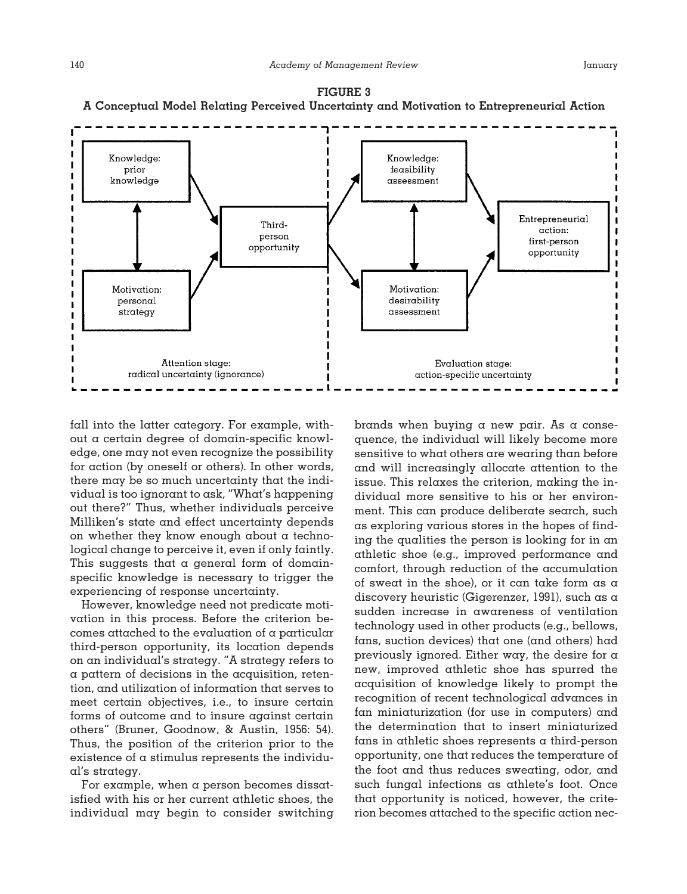**FIGURE 3**
**A Conceptual Model Relating Perceived Uncertainty and Motivation to Entrepreneurial Action**

Attention stage: radical uncertainty (ignorance)
- Knowledge: prior knowledge
- Motivation: personal strategy
- Third-person opportunity

Evaluation stage: action-specific uncertainty
- Knowledge: feasibility assessment
- Motivation: desirability assessment
- Entrepreneurial action: first-person opportunity

fall into the latter category. For example, without a certain degree of domain-specific knowledge, one may not even recognize the possibility for action (by oneself or others). In other words, there may be so much uncertainty that the individual is too ignorant to ask, "What's happening out there?" Thus, whether individuals perceive Milliken's state and effect uncertainty depends on whether they know enough about a technological change to perceive it, even if only faintly. This suggests that a general form of domain-specific knowledge is necessary to trigger the experiencing of response uncertainty.

However, knowledge need not predicate motivation in this process. Before the criterion becomes attached to the evaluation of a particular third-person opportunity, its location depends on an individual's strategy. "A strategy refers to a pattern of decisions in the acquisition, retention, and utilization of information that serves to meet certain objectives, i.e., to insure certain forms of outcome and to insure against certain others" (Bruner, Goodnow, & Austin, 1956: 54). Thus, the position of the criterion prior to the existence of a stimulus represents the individual's strategy.

For example, when a person becomes dissatisfied with his or her current athletic shoes, the individual may begin to consider switching brands when buying a new pair. As a consequence, the individual will likely become more sensitive to what others are wearing than before and will increasingly allocate attention to the issue. This relaxes the criterion, making the individual more sensitive to his or her environment. This can produce deliberate search, such as exploring various stores in the hopes of finding the qualities the person is looking for in an athletic shoe (e.g., improved performance and comfort, through reduction of the accumulation of sweat in the shoe), or it can take form as a discovery heuristic (Gigerenzer, 1991), such as a sudden increase in awareness of ventilation technology used in other products (e.g., bellows, fans, suction devices) that one (and others) had previously ignored. Either way, the desire for a new, improved athletic shoe has spurred the acquisition of knowledge likely to prompt the recognition of recent technological advances in fan miniaturization (for use in computers) and the determination that to insert miniaturized fans in athletic shoes represents a third-person opportunity, one that reduces the temperature of the foot and thus reduces sweating, odor, and such fungal infections as athlete's foot. Once that opportunity is noticed, however, the criterion becomes attached to the specific action nec-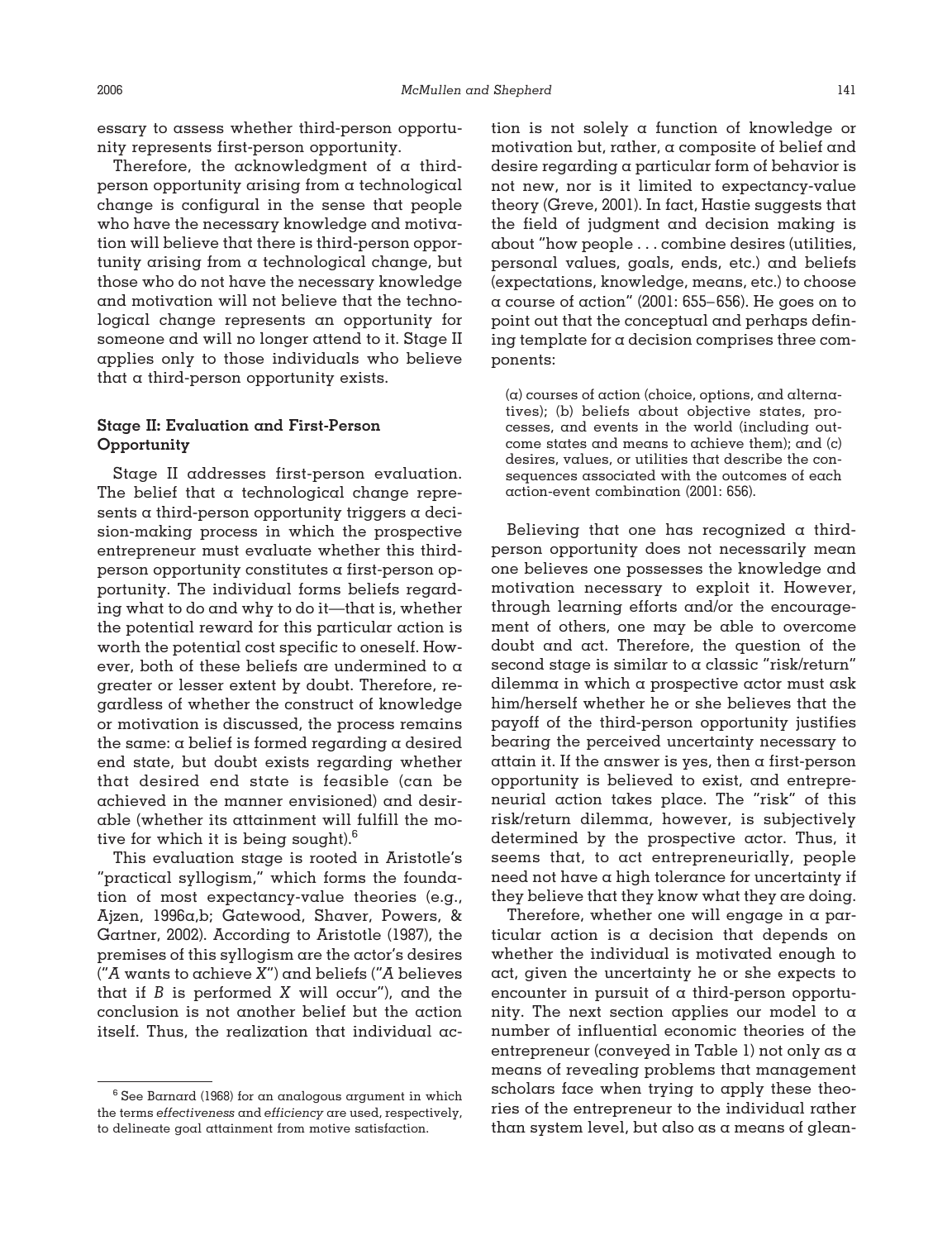essary to assess whether third-person opportunity represents first-person opportunity.

Therefore, the acknowledgment of a third-person opportunity arising from a technological change is configural in the sense that people who have the necessary knowledge and motivation will believe that there is third-person opportunity arising from a technological change, but those who do not have the necessary knowledge and motivation will not believe that the technological change represents an opportunity for someone and will no longer attend to it. Stage II applies only to those individuals who believe that a third-person opportunity exists.

### Stage II: Evaluation and First-Person Opportunity

Stage II addresses first-person evaluation. The belief that a technological change represents a third-person opportunity triggers a decision-making process in which the prospective entrepreneur must evaluate whether this third-person opportunity constitutes a first-person opportunity. The individual forms beliefs regarding what to do and why to do it—that is, whether the potential reward for this particular action is worth the potential cost specific to oneself. However, both of these beliefs are undermined to a greater or lesser extent by doubt. Therefore, regardless of whether the construct of knowledge or motivation is discussed, the process remains the same: a belief is formed regarding a desired end state, but doubt exists regarding whether that desired end state is feasible (can be achieved in the manner envisioned) and desirable (whether its attainment will fulfill the motive for which it is being sought).[6]

This evaluation stage is rooted in Aristotle's "practical syllogism," which forms the foundation of most expectancy-value theories (e.g., Ajzen, 1996a,b; Gatewood, Shaver, Powers, & Gartner, 2002). According to Aristotle (1987), the premises of this syllogism are the actor's desires ("*A* wants to achieve *X*") and beliefs ("*A* believes that if *B* is performed *X* will occur"), and the conclusion is not another belief but the action itself. Thus, the realization that individual action is not solely a function of knowledge or motivation but, rather, a composite of belief and desire regarding a particular form of behavior is not new, nor is it limited to expectancy-value theory (Greve, 2001). In fact, Hastie suggests that the field of judgment and decision making is about "how people . . . combine desires (utilities, personal values, goals, ends, etc.) and beliefs (expectations, knowledge, means, etc.) to choose a course of action" (2001: 655–656). He goes on to point out that the conceptual and perhaps defining template for a decision comprises three components:

> (a) courses of action (choice, options, and alternatives); (b) beliefs about objective states, processes, and events in the world (including outcome states and means to achieve them); and (c) desires, values, or utilities that describe the consequences associated with the outcomes of each action-event combination (2001: 656).

Believing that one has recognized a third-person opportunity does not necessarily mean one believes one possesses the knowledge and motivation necessary to exploit it. However, through learning efforts and/or the encouragement of others, one may be able to overcome doubt and act. Therefore, the question of the second stage is similar to a classic "risk/return" dilemma in which a prospective actor must ask him/herself whether he or she believes that the payoff of the third-person opportunity justifies bearing the perceived uncertainty necessary to attain it. If the answer is yes, then a first-person opportunity is believed to exist, and entrepreneurial action takes place. The "risk" of this risk/return dilemma, however, is subjectively determined by the prospective actor. Thus, it seems that, to act entrepreneurially, people need not have a high tolerance for uncertainty if they believe that they know what they are doing.

Therefore, whether one will engage in a particular action is a decision that depends on whether the individual is motivated enough to act, given the uncertainty he or she expects to encounter in pursuit of a third-person opportunity. The next section applies our model to a number of influential economic theories of the entrepreneur (conveyed in Table 1) not only as a means of revealing problems that management scholars face when trying to apply these theories of the entrepreneur to the individual rather than system level, but also as a means of glean-

[6] See Barnard (1968) for an analogous argument in which the terms *effectiveness* and *efficiency* are used, respectively, to delineate goal attainment from motive satisfaction.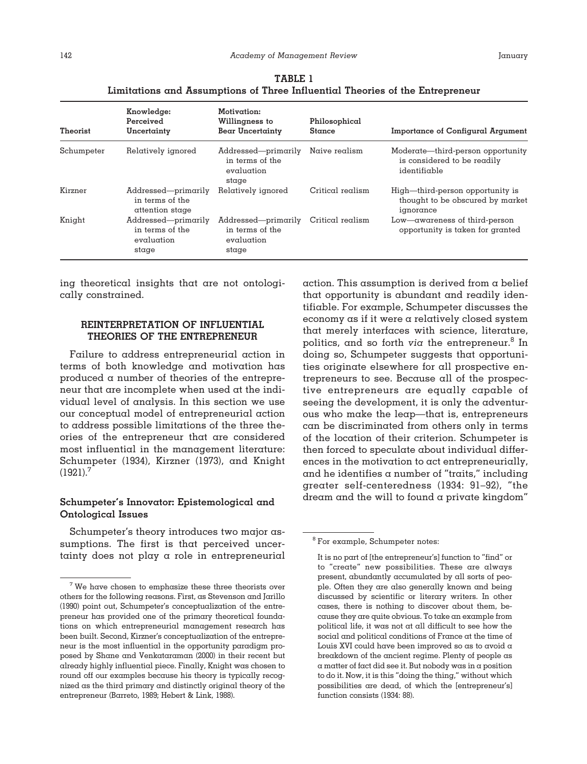**TABLE 1**
**Limitations and Assumptions of Three Influential Theories of the Entrepreneur**

| Theorist | Knowledge: Perceived Uncertainty | Motivation: Willingness to Bear Uncertainty | Philosophical Stance | Importance of Configural Argument |
|---|---|---|---|---|
| Schumpeter | Relatively ignored | Addressed—primarily in terms of the evaluation stage | Naive realism | Moderate—third-person opportunity is considered to be readily identifiable |
| Kirzner | Addressed—primarily in terms of the attention stage | Relatively ignored | Critical realism | High—third-person opportunity is thought to be obscured by market ignorance |
| Knight | Addressed—primarily in terms of the evaluation stage | Addressed—primarily in terms of the evaluation stage | Critical realism | Low—awareness of third-person opportunity is taken for granted |

ing theoretical insights that are not ontologically constrained.

## REINTERPRETATION OF INFLUENTIAL THEORIES OF THE ENTREPRENEUR

Failure to address entrepreneurial action in terms of both knowledge and motivation has produced a number of theories of the entrepreneur that are incomplete when used at the individual level of analysis. In this section we use our conceptual model of entrepreneurial action to address possible limitations of the three theories of the entrepreneur that are considered most influential in the management literature: Schumpeter (1934), Kirzner (1973), and Knight (1921).[7]

### Schumpeter's Innovator: Epistemological and Ontological Issues

Schumpeter's theory introduces two major assumptions. The first is that perceived uncertainty does not play a role in entrepreneurial action. This assumption is derived from a belief that opportunity is abundant and readily identifiable. For example, Schumpeter discusses the economy as if it were a relatively closed system that merely interfaces with science, literature, politics, and so forth *via* the entrepreneur.[8] In doing so, Schumpeter suggests that opportunities originate elsewhere for all prospective entrepreneurs to see. Because all of the prospective entrepreneurs are equally capable of seeing the development, it is only the adventurous who make the leap—that is, entrepreneurs can be discriminated from others only in terms of the location of their criterion. Schumpeter is then forced to speculate about individual differences in the motivation to act entrepreneurially, and he identifies a number of "traits," including greater self-centeredness (1934: 91–92), "the dream and the will to found a private kingdom"

---

[7] We have chosen to emphasize these three theorists over others for the following reasons. First, as Stevenson and Jarillo (1990) point out, Schumpeter's conceptualization of the entrepreneur has provided one of the primary theoretical foundations on which entrepreneurial management research has been built. Second, Kirzner's conceptualization of the entrepreneur is the most influential in the opportunity paradigm proposed by Shane and Venkataraman (2000) in their recent but already highly influential piece. Finally, Knight was chosen to round off our examples because his theory is typically recognized as the third primary and distinctly original theory of the entrepreneur (Barreto, 1989; Hebert & Link, 1988).

[8] For example, Schumpeter notes:

> It is no part of [the entrepreneur's] function to "find" or to "create" new possibilities. These are always present, abundantly accumulated by all sorts of people. Often they are also generally known and being discussed by scientific or literary writers. In other cases, there is nothing to discover about them, because they are quite obvious. To take an example from political life, it was not at all difficult to see how the social and political conditions of France at the time of Louis XVI could have been improved so as to avoid a breakdown of the ancient regime. Plenty of people as a matter of fact did see it. But nobody was in a position to do it. Now, it is this "doing the thing," without which possibilities are dead, of which the [entrepreneur's] function consists (1934: 88).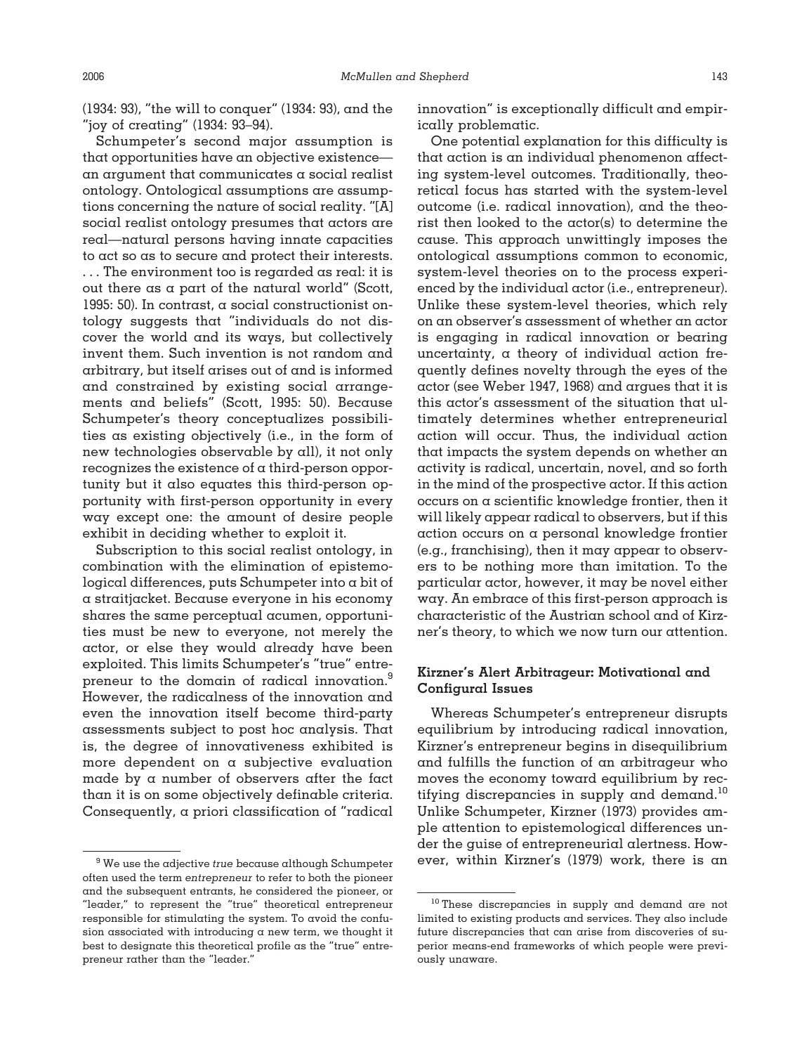(1934: 93), "the will to conquer" (1934: 93), and the "joy of creating" (1934: 93–94).

Schumpeter's second major assumption is that opportunities have an objective existence—an argument that communicates a social realist ontology. Ontological assumptions are assumptions concerning the nature of social reality. "[A] social realist ontology presumes that actors are real—natural persons having innate capacities to act so as to secure and protect their interests. . . . The environment too is regarded as real: it is out there as a part of the natural world" (Scott, 1995: 50). In contrast, a social constructionist ontology suggests that "individuals do not discover the world and its ways, but collectively invent them. Such invention is not random and arbitrary, but itself arises out of and is informed and constrained by existing social arrangements and beliefs" (Scott, 1995: 50). Because Schumpeter's theory conceptualizes possibilities as existing objectively (i.e., in the form of new technologies observable by all), it not only recognizes the existence of a third-person opportunity but it also equates this third-person opportunity with first-person opportunity in every way except one: the amount of desire people exhibit in deciding whether to exploit it.

Subscription to this social realist ontology, in combination with the elimination of epistemological differences, puts Schumpeter into a bit of a straitjacket. Because everyone in his economy shares the same perceptual acumen, opportunities must be new to everyone, not merely the actor, or else they would already have been exploited. This limits Schumpeter's "true" entrepreneur to the domain of radical innovation.[9] However, the radicalness of the innovation and even the innovation itself become third-party assessments subject to post hoc analysis. That is, the degree of innovativeness exhibited is more dependent on a subjective evaluation made by a number of observers after the fact than it is on some objectively definable criteria. Consequently, a priori classification of "radical innovation" is exceptionally difficult and empirically problematic.

One potential explanation for this difficulty is that action is an individual phenomenon affecting system-level outcomes. Traditionally, theoretical focus has started with the system-level outcome (i.e. radical innovation), and the theorist then looked to the actor(s) to determine the cause. This approach unwittingly imposes the ontological assumptions common to economic, system-level theories on to the process experienced by the individual actor (i.e., entrepreneur). Unlike these system-level theories, which rely on an observer's assessment of whether an actor is engaging in radical innovation or bearing uncertainty, a theory of individual action frequently defines novelty through the eyes of the actor (see Weber 1947, 1968) and argues that it is this actor's assessment of the situation that ultimately determines whether entrepreneurial action will occur. Thus, the individual action that impacts the system depends on whether an activity is radical, uncertain, novel, and so forth in the mind of the prospective actor. If this action occurs on a scientific knowledge frontier, then it will likely appear radical to observers, but if this action occurs on a personal knowledge frontier (e.g., franchising), then it may appear to observers to be nothing more than imitation. To the particular actor, however, it may be novel either way. An embrace of this first-person approach is characteristic of the Austrian school and of Kirzner's theory, to which we now turn our attention.

### Kirzner's Alert Arbitrageur: Motivational and Configural Issues

Whereas Schumpeter's entrepreneur disrupts equilibrium by introducing radical innovation, Kirzner's entrepreneur begins in disequilibrium and fulfills the function of an arbitrageur who moves the economy toward equilibrium by rectifying discrepancies in supply and demand.[10] Unlike Schumpeter, Kirzner (1973) provides ample attention to epistemological differences under the guise of entrepreneurial alertness. However, within Kirzner's (1979) work, there is an

[9] We use the adjective *true* because although Schumpeter often used the term *entrepreneur* to refer to both the pioneer and the subsequent entrants, he considered the pioneer, or "leader," to represent the "true" theoretical entrepreneur responsible for stimulating the system. To avoid the confusion associated with introducing a new term, we thought it best to designate this theoretical profile as the "true" entrepreneur rather than the "leader."

[10] These discrepancies in supply and demand are not limited to existing products and services. They also include future discrepancies that can arise from discoveries of superior means-end frameworks of which people were previously unaware.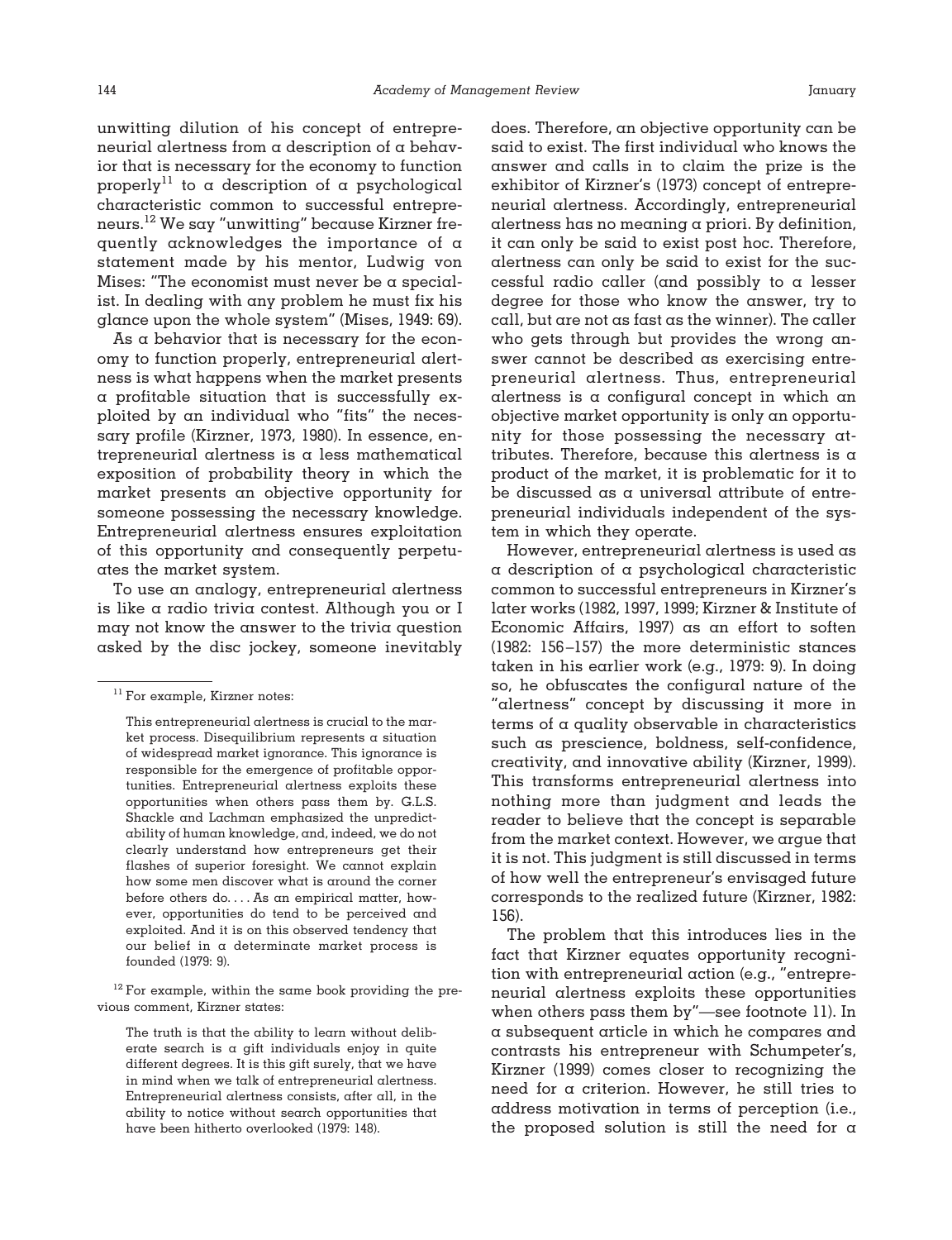unwitting dilution of his concept of entrepreneurial alertness from a description of a behavior that is necessary for the economy to function properly[11] to a description of a psychological characteristic common to successful entrepreneurs.[12] We say "unwitting" because Kirzner frequently acknowledges the importance of a statement made by his mentor, Ludwig von Mises: "The economist must never be a specialist. In dealing with any problem he must fix his glance upon the whole system" (Mises, 1949: 69).

As a behavior that is necessary for the economy to function properly, entrepreneurial alertness is what happens when the market presents a profitable situation that is successfully exploited by an individual who "fits" the necessary profile (Kirzner, 1973, 1980). In essence, entrepreneurial alertness is a less mathematical exposition of probability theory in which the market presents an objective opportunity for someone possessing the necessary knowledge. Entrepreneurial alertness ensures exploitation of this opportunity and consequently perpetuates the market system.

To use an analogy, entrepreneurial alertness is like a radio trivia contest. Although you or I may not know the answer to the trivia question asked by the disc jockey, someone inevitably does. Therefore, an objective opportunity can be said to exist. The first individual who knows the answer and calls in to claim the prize is the exhibitor of Kirzner's (1973) concept of entrepreneurial alertness. Accordingly, entrepreneurial alertness has no meaning a priori. By definition, it can only be said to exist post hoc. Therefore, alertness can only be said to exist for the successful radio caller (and possibly to a lesser degree for those who know the answer, try to call, but are not as fast as the winner). The caller who gets through but provides the wrong answer cannot be described as exercising entrepreneurial alertness. Thus, entrepreneurial alertness is a configural concept in which an objective market opportunity is only an opportunity for those possessing the necessary attributes. Therefore, because this alertness is a product of the market, it is problematic for it to be discussed as a universal attribute of entrepreneurial individuals independent of the system in which they operate.

However, entrepreneurial alertness is used as a description of a psychological characteristic common to successful entrepreneurs in Kirzner's later works (1982, 1997, 1999; Kirzner & Institute of Economic Affairs, 1997) as an effort to soften (1982: 156–157) the more deterministic stances taken in his earlier work (e.g., 1979: 9). In doing so, he obfuscates the configural nature of the "alertness" concept by discussing it more in terms of a quality observable in characteristics such as prescience, boldness, self-confidence, creativity, and innovative ability (Kirzner, 1999). This transforms entrepreneurial alertness into nothing more than judgment and leads the reader to believe that the concept is separable from the market context. However, we argue that it is not. This judgment is still discussed in terms of how well the entrepreneur's envisaged future corresponds to the realized future (Kirzner, 1982: 156).

The problem that this introduces lies in the fact that Kirzner equates opportunity recognition with entrepreneurial action (e.g., "entrepreneurial alertness exploits these opportunities when others pass them by"—see footnote 11). In a subsequent article in which he compares and contrasts his entrepreneur with Schumpeter's, Kirzner (1999) comes closer to recognizing the need for a criterion. However, he still tries to address motivation in terms of perception (i.e., the proposed solution is still the need for a

---

[11] For example, Kirzner notes:

> This entrepreneurial alertness is crucial to the market process. Disequilibrium represents a situation of widespread market ignorance. This ignorance is responsible for the emergence of profitable opportunities. Entrepreneurial alertness exploits these opportunities when others pass them by. G.L.S. Shackle and Lachman emphasized the unpredictability of human knowledge, and, indeed, we do not clearly understand how entrepreneurs get their flashes of superior foresight. We cannot explain how some men discover what is around the corner before others do. . . . As an empirical matter, however, opportunities do tend to be perceived and exploited. And it is on this observed tendency that our belief in a determinate market process is founded (1979: 9).

[12] For example, within the same book providing the previous comment, Kirzner states:

> The truth is that the ability to learn without deliberate search is a gift individuals enjoy in quite different degrees. It is this gift surely, that we have in mind when we talk of entrepreneurial alertness. Entrepreneurial alertness consists, after all, in the ability to notice without search opportunities that have been hitherto overlooked (1979: 148).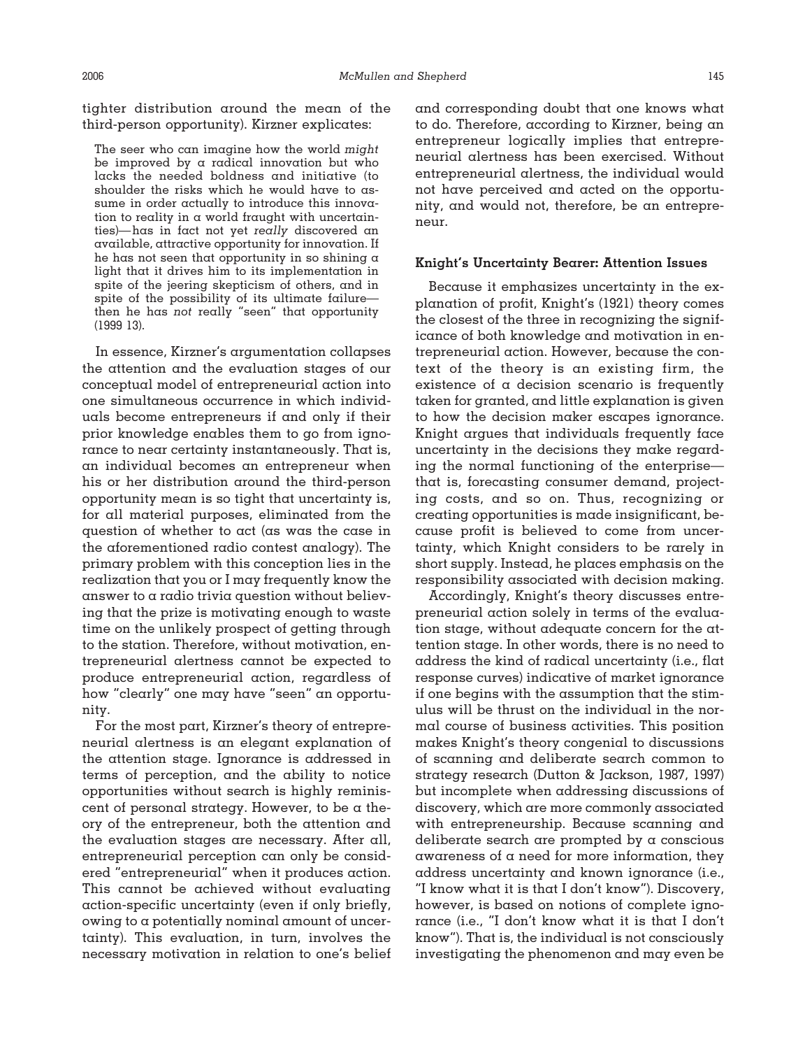tighter distribution around the mean of the third-person opportunity). Kirzner explicates:

> The seer who can imagine how the world *might* be improved by a radical innovation but who lacks the needed boldness and initiative (to shoulder the risks which he would have to assume in order actually to introduce this innovation to reality in a world fraught with uncertainties)—has in fact not yet *really* discovered an available, attractive opportunity for innovation. If he has not seen that opportunity in so shining a light that it drives him to its implementation in spite of the jeering skepticism of others, and in spite of the possibility of its ultimate failure—then he has *not* really "seen" that opportunity (1999 13).

In essence, Kirzner's argumentation collapses the attention and the evaluation stages of our conceptual model of entrepreneurial action into one simultaneous occurrence in which individuals become entrepreneurs if and only if their prior knowledge enables them to go from ignorance to near certainty instantaneously. That is, an individual becomes an entrepreneur when his or her distribution around the third-person opportunity mean is so tight that uncertainty is, for all material purposes, eliminated from the question of whether to act (as was the case in the aforementioned radio contest analogy). The primary problem with this conception lies in the realization that you or I may frequently know the answer to a radio trivia question without believing that the prize is motivating enough to waste time on the unlikely prospect of getting through to the station. Therefore, without motivation, entrepreneurial alertness cannot be expected to produce entrepreneurial action, regardless of how "clearly" one may have "seen" an opportunity.

For the most part, Kirzner's theory of entrepreneurial alertness is an elegant explanation of the attention stage. Ignorance is addressed in terms of perception, and the ability to notice opportunities without search is highly reminiscent of personal strategy. However, to be a theory of the entrepreneur, both the attention and the evaluation stages are necessary. After all, entrepreneurial perception can only be considered "entrepreneurial" when it produces action. This cannot be achieved without evaluating action-specific uncertainty (even if only briefly, owing to a potentially nominal amount of uncertainty). This evaluation, in turn, involves the necessary motivation in relation to one's belief and corresponding doubt that one knows what to do. Therefore, according to Kirzner, being an entrepreneur logically implies that entrepreneurial alertness has been exercised. Without entrepreneurial alertness, the individual would not have perceived and acted on the opportunity, and would not, therefore, be an entrepreneur.

### Knight's Uncertainty Bearer: Attention Issues

Because it emphasizes uncertainty in the explanation of profit, Knight's (1921) theory comes the closest of the three in recognizing the significance of both knowledge and motivation in entrepreneurial action. However, because the context of the theory is an existing firm, the existence of a decision scenario is frequently taken for granted, and little explanation is given to how the decision maker escapes ignorance. Knight argues that individuals frequently face uncertainty in the decisions they make regarding the normal functioning of the enterprise—that is, forecasting consumer demand, projecting costs, and so on. Thus, recognizing or creating opportunities is made insignificant, because profit is believed to come from uncertainty, which Knight considers to be rarely in short supply. Instead, he places emphasis on the responsibility associated with decision making.

Accordingly, Knight's theory discusses entrepreneurial action solely in terms of the evaluation stage, without adequate concern for the attention stage. In other words, there is no need to address the kind of radical uncertainty (i.e., flat response curves) indicative of market ignorance if one begins with the assumption that the stimulus will be thrust on the individual in the normal course of business activities. This position makes Knight's theory congenial to discussions of scanning and deliberate search common to strategy research (Dutton & Jackson, 1987, 1997) but incomplete when addressing discussions of discovery, which are more commonly associated with entrepreneurship. Because scanning and deliberate search are prompted by a conscious awareness of a need for more information, they address uncertainty and known ignorance (i.e., "I know what it is that I don't know"). Discovery, however, is based on notions of complete ignorance (i.e., "I don't know what it is that I don't know"). That is, the individual is not consciously investigating the phenomenon and may even be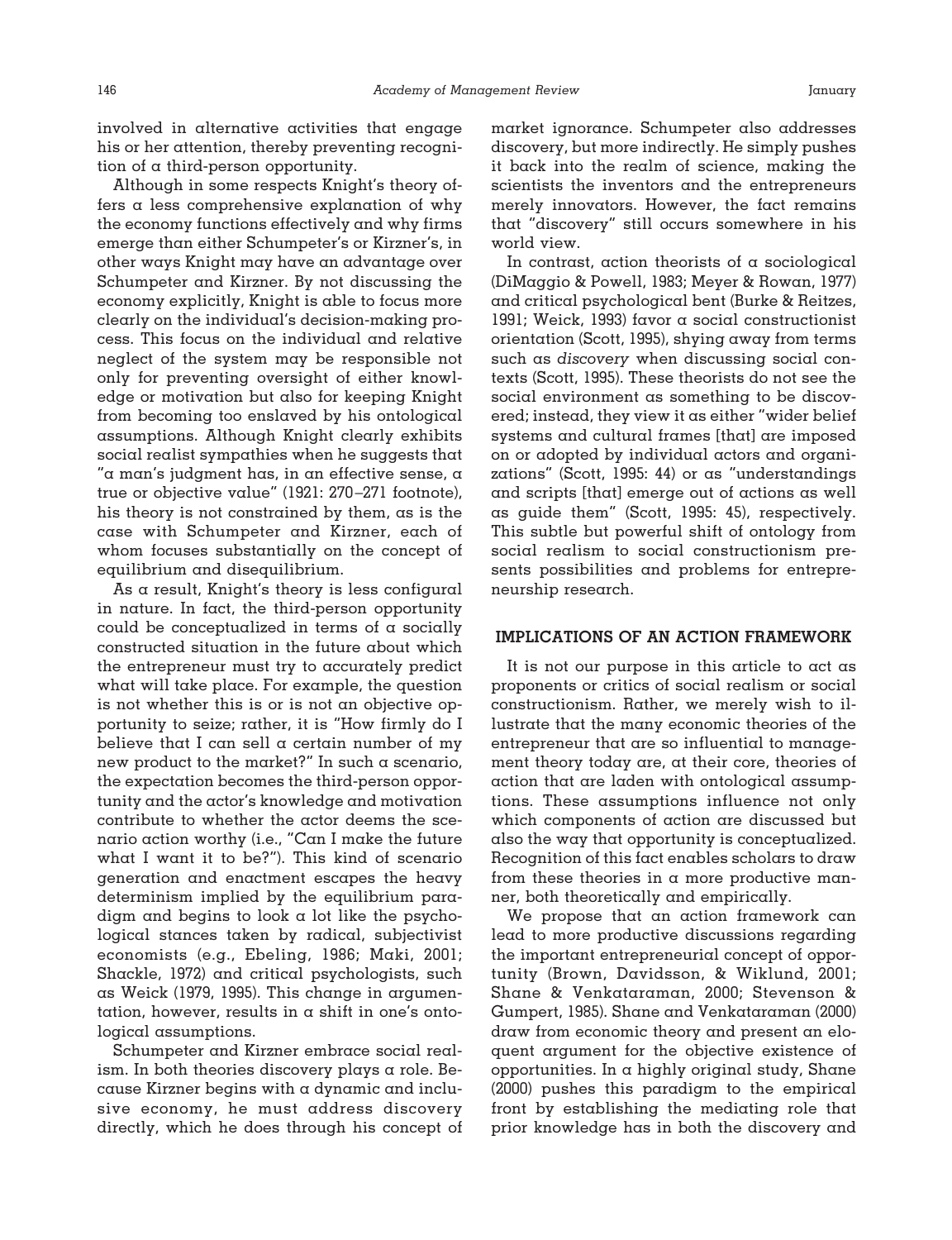involved in alternative activities that engage his or her attention, thereby preventing recognition of a third-person opportunity.

Although in some respects Knight's theory offers a less comprehensive explanation of why the economy functions effectively and why firms emerge than either Schumpeter's or Kirzner's, in other ways Knight may have an advantage over Schumpeter and Kirzner. By not discussing the economy explicitly, Knight is able to focus more clearly on the individual's decision-making process. This focus on the individual and relative neglect of the system may be responsible not only for preventing oversight of either knowledge or motivation but also for keeping Knight from becoming too enslaved by his ontological assumptions. Although Knight clearly exhibits social realist sympathies when he suggests that "a man's judgment has, in an effective sense, a true or objective value" (1921: 270–271 footnote), his theory is not constrained by them, as is the case with Schumpeter and Kirzner, each of whom focuses substantially on the concept of equilibrium and disequilibrium.

As a result, Knight's theory is less configural in nature. In fact, the third-person opportunity could be conceptualized in terms of a socially constructed situation in the future about which the entrepreneur must try to accurately predict what will take place. For example, the question is not whether this is or is not an objective opportunity to seize; rather, it is "How firmly do I believe that I can sell a certain number of my new product to the market?" In such a scenario, the expectation becomes the third-person opportunity and the actor's knowledge and motivation contribute to whether the actor deems the scenario action worthy (i.e., "Can I make the future what I want it to be?"). This kind of scenario generation and enactment escapes the heavy determinism implied by the equilibrium paradigm and begins to look a lot like the psychological stances taken by radical, subjectivist economists (e.g., Ebeling, 1986; Maki, 2001; Shackle, 1972) and critical psychologists, such as Weick (1979, 1995). This change in argumentation, however, results in a shift in one's ontological assumptions.

Schumpeter and Kirzner embrace social realism. In both theories discovery plays a role. Because Kirzner begins with a dynamic and inclusive economy, he must address discovery directly, which he does through his concept of market ignorance. Schumpeter also addresses discovery, but more indirectly. He simply pushes it back into the realm of science, making the scientists the inventors and the entrepreneurs merely innovators. However, the fact remains that "discovery" still occurs somewhere in his world view.

In contrast, action theorists of a sociological (DiMaggio & Powell, 1983; Meyer & Rowan, 1977) and critical psychological bent (Burke & Reitzes, 1991; Weick, 1993) favor a social constructionist orientation (Scott, 1995), shying away from terms such as *discovery* when discussing social contexts (Scott, 1995). These theorists do not see the social environment as something to be discovered; instead, they view it as either "wider belief systems and cultural frames [that] are imposed on or adopted by individual actors and organizations" (Scott, 1995: 44) or as "understandings and scripts [that] emerge out of actions as well as guide them" (Scott, 1995: 45), respectively. This subtle but powerful shift of ontology from social realism to social constructionism presents possibilities and problems for entrepreneurship research.

## IMPLICATIONS OF AN ACTION FRAMEWORK

It is not our purpose in this article to act as proponents or critics of social realism or social constructionism. Rather, we merely wish to illustrate that the many economic theories of the entrepreneur that are so influential to management theory today are, at their core, theories of action that are laden with ontological assumptions. These assumptions influence not only which components of action are discussed but also the way that opportunity is conceptualized. Recognition of this fact enables scholars to draw from these theories in a more productive manner, both theoretically and empirically.

We propose that an action framework can lead to more productive discussions regarding the important entrepreneurial concept of opportunity (Brown, Davidsson, & Wiklund, 2001; Shane & Venkataraman, 2000; Stevenson & Gumpert, 1985). Shane and Venkataraman (2000) draw from economic theory and present an eloquent argument for the objective existence of opportunities. In a highly original study, Shane (2000) pushes this paradigm to the empirical front by establishing the mediating role that prior knowledge has in both the discovery and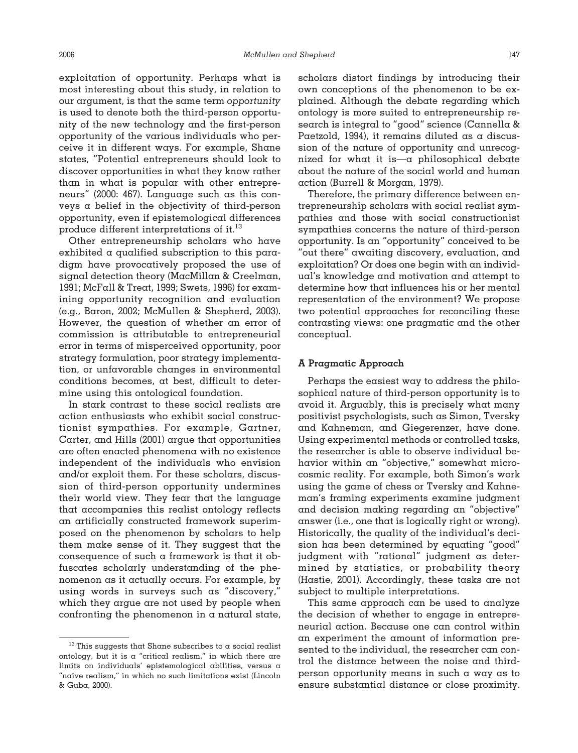exploitation of opportunity. Perhaps what is most interesting about this study, in relation to our argument, is that the same term *opportunity* is used to denote both the third-person opportunity of the new technology and the first-person opportunity of the various individuals who perceive it in different ways. For example, Shane states, "Potential entrepreneurs should look to discover opportunities in what they know rather than in what is popular with other entrepreneurs" (2000: 467). Language such as this conveys a belief in the objectivity of third-person opportunity, even if epistemological differences produce different interpretations of it.[13]

Other entrepreneurship scholars who have exhibited a qualified subscription to this paradigm have provocatively proposed the use of signal detection theory (MacMillan & Creelman, 1991; McFall & Treat, 1999; Swets, 1996) for examining opportunity recognition and evaluation (e.g., Baron, 2002; McMullen & Shepherd, 2003). However, the question of whether an error of commission is attributable to entrepreneurial error in terms of misperceived opportunity, poor strategy formulation, poor strategy implementation, or unfavorable changes in environmental conditions becomes, at best, difficult to determine using this ontological foundation.

In stark contrast to these social realists are action enthusiasts who exhibit social constructionist sympathies. For example, Gartner, Carter, and Hills (2001) argue that opportunities are often enacted phenomena with no existence independent of the individuals who envision and/or exploit them. For these scholars, discussion of third-person opportunity undermines their world view. They fear that the language that accompanies this realist ontology reflects an artificially constructed framework superimposed on the phenomenon by scholars to help them make sense of it. They suggest that the consequence of such a framework is that it obfuscates scholarly understanding of the phenomenon as it actually occurs. For example, by using words in surveys such as "discovery," which they argue are not used by people when confronting the phenomenon in a natural state, scholars distort findings by introducing their own conceptions of the phenomenon to be explained. Although the debate regarding which ontology is more suited to entrepreneurship research is integral to "good" science (Cannella & Paetzold, 1994), it remains diluted as a discussion of the nature of opportunity and unrecognized for what it is—a philosophical debate about the nature of the social world and human action (Burrell & Morgan, 1979).

Therefore, the primary difference between entrepreneurship scholars with social realist sympathies and those with social constructionist sympathies concerns the nature of third-person opportunity. Is an "opportunity" conceived to be "out there" awaiting discovery, evaluation, and exploitation? Or does one begin with an individual's knowledge and motivation and attempt to determine how that influences his or her mental representation of the environment? We propose two potential approaches for reconciling these contrasting views: one pragmatic and the other conceptual.

### A Pragmatic Approach

Perhaps the easiest way to address the philosophical nature of third-person opportunity is to avoid it. Arguably, this is precisely what many positivist psychologists, such as Simon, Tversky and Kahneman, and Giegerenzer, have done. Using experimental methods or controlled tasks, the researcher is able to observe individual behavior within an "objective," somewhat microcosmic reality. For example, both Simon's work using the game of chess or Tversky and Kahneman's framing experiments examine judgment and decision making regarding an "objective" answer (i.e., one that is logically right or wrong). Historically, the quality of the individual's decision has been determined by equating "good" judgment with "rational" judgment as determined by statistics, or probability theory (Hastie, 2001). Accordingly, these tasks are not subject to multiple interpretations.

This same approach can be used to analyze the decision of whether to engage in entrepreneurial action. Because one can control within an experiment the amount of information presented to the individual, the researcher can control the distance between the noise and third-person opportunity means in such a way as to ensure substantial distance or close proximity.

[13] This suggests that Shane subscribes to a social realist ontology, but it is a "critical realism," in which there are limits on individuals' epistemological abilities, versus a "naive realism," in which no such limitations exist (Lincoln & Guba, 2000).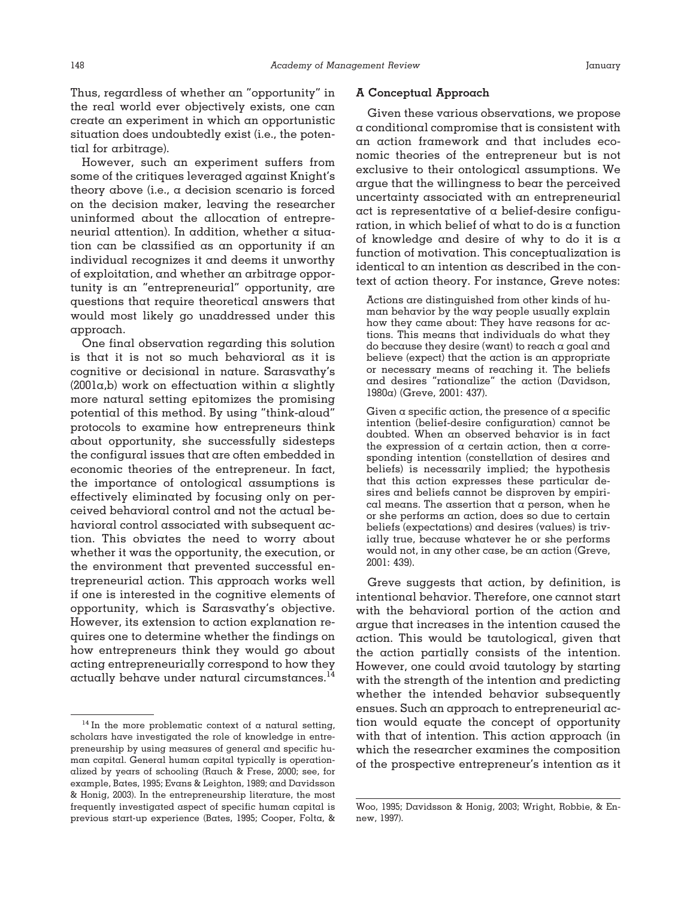Thus, regardless of whether an "opportunity" in the real world ever objectively exists, one can create an experiment in which an opportunistic situation does undoubtedly exist (i.e., the potential for arbitrage).

However, such an experiment suffers from some of the critiques leveraged against Knight's theory above (i.e., a decision scenario is forced on the decision maker, leaving the researcher uninformed about the allocation of entrepreneurial attention). In addition, whether a situation can be classified as an opportunity if an individual recognizes it and deems it unworthy of exploitation, and whether an arbitrage opportunity is an "entrepreneurial" opportunity, are questions that require theoretical answers that would most likely go unaddressed under this approach.

One final observation regarding this solution is that it is not so much behavioral as it is cognitive or decisional in nature. Sarasvathy's (2001a,b) work on effectuation within a slightly more natural setting epitomizes the promising potential of this method. By using "think-aloud" protocols to examine how entrepreneurs think about opportunity, she successfully sidesteps the configural issues that are often embedded in economic theories of the entrepreneur. In fact, the importance of ontological assumptions is effectively eliminated by focusing only on perceived behavioral control and not the actual behavioral control associated with subsequent action. This obviates the need to worry about whether it was the opportunity, the execution, or the environment that prevented successful entrepreneurial action. This approach works well if one is interested in the cognitive elements of opportunity, which is Sarasvathy's objective. However, its extension to action explanation requires one to determine whether the findings on how entrepreneurs think they would go about acting entrepreneurially correspond to how they actually behave under natural circumstances.[14]

### A Conceptual Approach

Given these various observations, we propose a conditional compromise that is consistent with an action framework and that includes economic theories of the entrepreneur but is not exclusive to their ontological assumptions. We argue that the willingness to bear the perceived uncertainty associated with an entrepreneurial act is representative of a belief-desire configuration, in which belief of what to do is a function of knowledge and desire of why to do it is a function of motivation. This conceptualization is identical to an intention as described in the context of action theory. For instance, Greve notes:

> Actions are distinguished from other kinds of human behavior by the way people usually explain how they came about: They have reasons for actions. This means that individuals do what they do because they desire (want) to reach a goal and believe (expect) that the action is an appropriate or necessary means of reaching it. The beliefs and desires "rationalize" the action (Davidson, 1980a) (Greve, 2001: 437).
>
> Given a specific action, the presence of a specific intention (belief-desire configuration) cannot be doubted. When an observed behavior is in fact the expression of a certain action, then a corresponding intention (constellation of desires and beliefs) is necessarily implied; the hypothesis that this action expresses these particular desires and beliefs cannot be disproven by empirical means. The assertion that a person, when he or she performs an action, does so due to certain beliefs (expectations) and desires (values) is trivially true, because whatever he or she performs would not, in any other case, be an action (Greve, 2001: 439).

Greve suggests that action, by definition, is intentional behavior. Therefore, one cannot start with the behavioral portion of the action and argue that increases in the intention caused the action. This would be tautological, given that the action partially consists of the intention. However, one could avoid tautology by starting with the strength of the intention and predicting whether the intended behavior subsequently ensues. Such an approach to entrepreneurial action would equate the concept of opportunity with that of intention. This action approach (in which the researcher examines the composition of the prospective entrepreneur's intention as it

[14] In the more problematic context of a natural setting, scholars have investigated the role of knowledge in entrepreneurship by using measures of general and specific human capital. General human capital typically is operationalized by years of schooling (Rauch & Frese, 2000; see, for example, Bates, 1995; Evans & Leighton, 1989; and Davidsson & Honig, 2003). In the entrepreneurship literature, the most frequently investigated aspect of specific human capital is previous start-up experience (Bates, 1995; Cooper, Folta, & Woo, 1995; Davidsson & Honig, 2003; Wright, Robbie, & Ennew, 1997).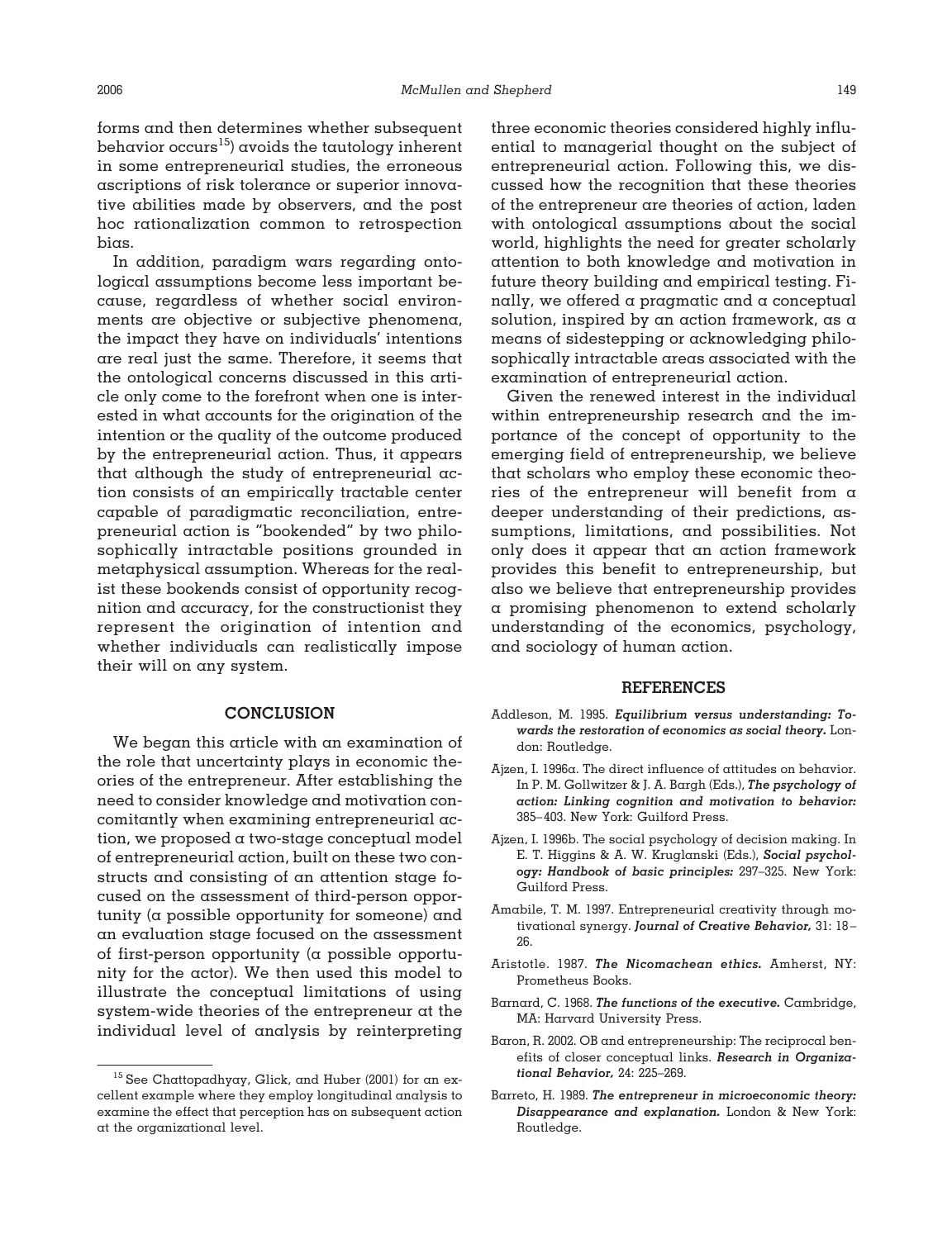forms and then determines whether subsequent behavior occurs[15]) avoids the tautology inherent in some entrepreneurial studies, the erroneous ascriptions of risk tolerance or superior innovative abilities made by observers, and the post hoc rationalization common to retrospection bias.

In addition, paradigm wars regarding ontological assumptions become less important because, regardless of whether social environments are objective or subjective phenomena, the impact they have on individuals' intentions are real just the same. Therefore, it seems that the ontological concerns discussed in this article only come to the forefront when one is interested in what accounts for the origination of the intention or the quality of the outcome produced by the entrepreneurial action. Thus, it appears that although the study of entrepreneurial action consists of an empirically tractable center capable of paradigmatic reconciliation, entrepreneurial action is "bookended" by two philosophically intractable positions grounded in metaphysical assumption. Whereas for the realist these bookends consist of opportunity recognition and accuracy, for the constructionist they represent the origination of intention and whether individuals can realistically impose their will on any system.

## CONCLUSION

We began this article with an examination of the role that uncertainty plays in economic theories of the entrepreneur. After establishing the need to consider knowledge and motivation concomitantly when examining entrepreneurial action, we proposed a two-stage conceptual model of entrepreneurial action, built on these two constructs and consisting of an attention stage focused on the assessment of third-person opportunity (a possible opportunity for someone) and an evaluation stage focused on the assessment of first-person opportunity (a possible opportunity for the actor). We then used this model to illustrate the conceptual limitations of using system-wide theories of the entrepreneur at the individual level of analysis by reinterpreting three economic theories considered highly influential to managerial thought on the subject of entrepreneurial action. Following this, we discussed how the recognition that these theories of the entrepreneur are theories of action, laden with ontological assumptions about the social world, highlights the need for greater scholarly attention to both knowledge and motivation in future theory building and empirical testing. Finally, we offered a pragmatic and a conceptual solution, inspired by an action framework, as a means of sidestepping or acknowledging philosophically intractable areas associated with the examination of entrepreneurial action.

Given the renewed interest in the individual within entrepreneurship research and the importance of the concept of opportunity to the emerging field of entrepreneurship, we believe that scholars who employ these economic theories of the entrepreneur will benefit from a deeper understanding of their predictions, assumptions, limitations, and possibilities. Not only does it appear that an action framework provides this benefit to entrepreneurship, but also we believe that entrepreneurship provides a promising phenomenon to extend scholarly understanding of the economics, psychology, and sociology of human action.

[15] See Chattopadhyay, Glick, and Huber (2001) for an excellent example where they employ longitudinal analysis to examine the effect that perception has on subsequent action at the organizational level.

## REFERENCES

Addleson, M. 1995. ***Equilibrium versus understanding: Towards the restoration of economics as social theory.*** London: Routledge.

Ajzen, I. 1996a. The direct influence of attitudes on behavior. In P. M. Gollwitzer & J. A. Bargh (Eds.), ***The psychology of action: Linking cognition and motivation to behavior:*** 385–403. New York: Guilford Press.

Ajzen, I. 1996b. The social psychology of decision making. In E. T. Higgins & A. W. Kruglanski (Eds.), ***Social psychology: Handbook of basic principles:*** 297–325. New York: Guilford Press.

Amabile, T. M. 1997. Entrepreneurial creativity through motivational synergy. ***Journal of Creative Behavior,*** 31: 18–26.

Aristotle. 1987. ***The Nicomachean ethics.*** Amherst, NY: Prometheus Books.

Barnard, C. 1968. ***The functions of the executive.*** Cambridge, MA: Harvard University Press.

Baron, R. 2002. OB and entrepreneurship: The reciprocal benefits of closer conceptual links. ***Research in Organizational Behavior,*** 24: 225–269.

Barreto, H. 1989. ***The entrepreneur in microeconomic theory: Disappearance and explanation.*** London & New York: Routledge.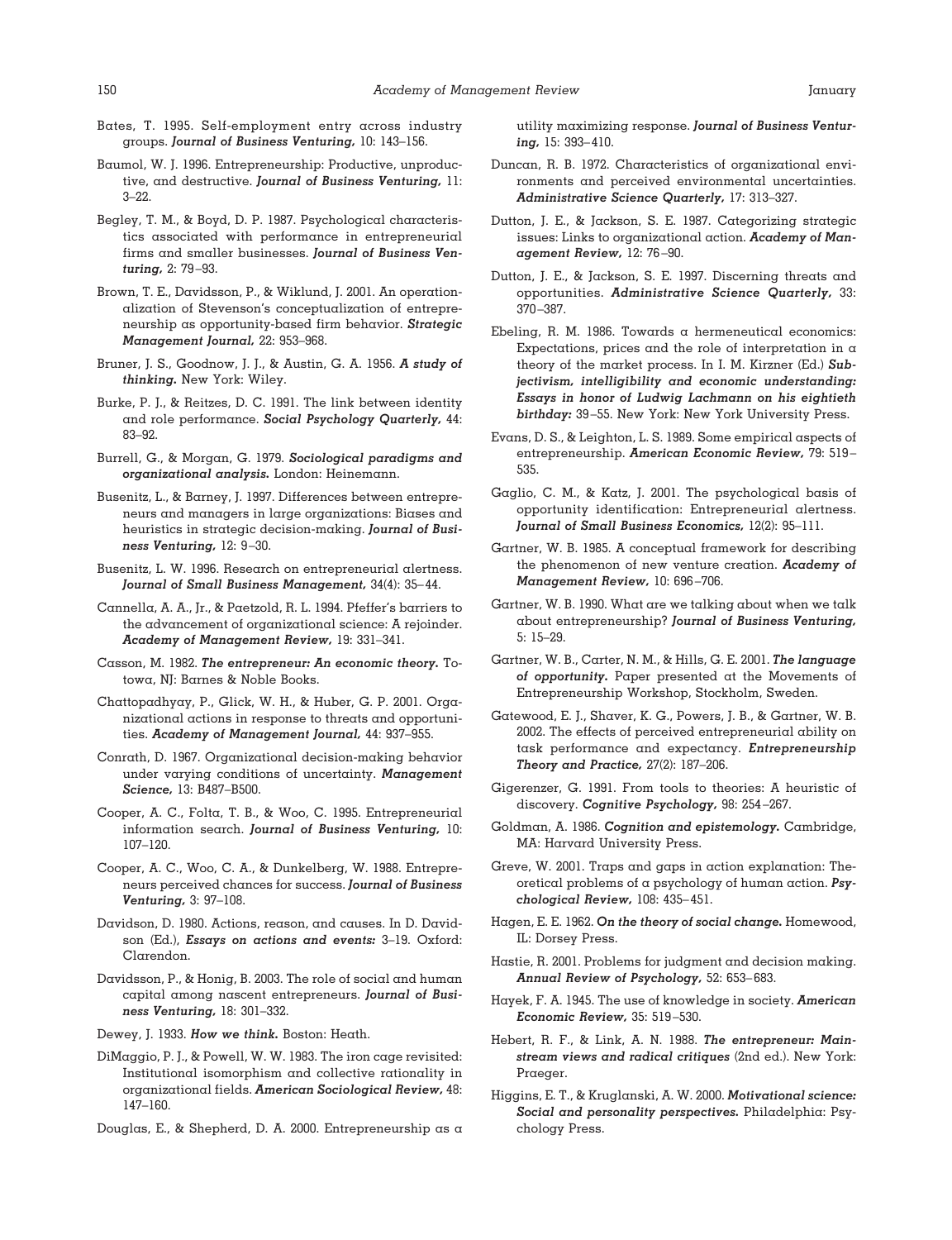Bates, T. 1995. Self-employment entry across industry groups. ***Journal of Business Venturing,*** 10: 143–156.

Baumol, W. J. 1996. Entrepreneurship: Productive, unproductive, and destructive. ***Journal of Business Venturing,*** 11: 3–22.

Begley, T. M., & Boyd, D. P. 1987. Psychological characteristics associated with performance in entrepreneurial firms and smaller businesses. ***Journal of Business Venturing,*** 2: 79–93.

Brown, T. E., Davidsson, P., & Wiklund, J. 2001. An operationalization of Stevenson's conceptualization of entrepreneurship as opportunity-based firm behavior. ***Strategic Management Journal,*** 22: 953–968.

Bruner, J. S., Goodnow, J. J., & Austin, G. A. 1956. ***A study of thinking.*** New York: Wiley.

Burke, P. J., & Reitzes, D. C. 1991. The link between identity and role performance. ***Social Psychology Quarterly,*** 44: 83–92.

Burrell, G., & Morgan, G. 1979. ***Sociological paradigms and organizational analysis.*** London: Heinemann.

Busenitz, L., & Barney, J. 1997. Differences between entrepreneurs and managers in large organizations: Biases and heuristics in strategic decision-making. ***Journal of Business Venturing,*** 12: 9–30.

Busenitz, L. W. 1996. Research on entrepreneurial alertness. ***Journal of Small Business Management,*** 34(4): 35–44.

Cannella, A. A., Jr., & Paetzold, R. L. 1994. Pfeffer's barriers to the advancement of organizational science: A rejoinder. ***Academy of Management Review,*** 19: 331–341.

Casson, M. 1982. ***The entrepreneur: An economic theory.*** Totowa, NJ: Barnes & Noble Books.

Chattopadhyay, P., Glick, W. H., & Huber, G. P. 2001. Organizational actions in response to threats and opportunities. ***Academy of Management Journal,*** 44: 937–955.

Conrath, D. 1967. Organizational decision-making behavior under varying conditions of uncertainty. ***Management Science,*** 13: B487–B500.

Cooper, A. C., Folta, T. B., & Woo, C. 1995. Entrepreneurial information search. ***Journal of Business Venturing,*** 10: 107–120.

Cooper, A. C., Woo, C. A., & Dunkelberg, W. 1988. Entrepreneurs perceived chances for success. ***Journal of Business Venturing,*** 3: 97–108.

Davidson, D. 1980. Actions, reason, and causes. In D. Davidson (Ed.), ***Essays on actions and events:*** 3–19. Oxford: Clarendon.

Davidsson, P., & Honig, B. 2003. The role of social and human capital among nascent entrepreneurs. ***Journal of Business Venturing,*** 18: 301–332.

Dewey, J. 1933. ***How we think.*** Boston: Heath.

DiMaggio, P. J., & Powell, W. W. 1983. The iron cage revisited: Institutional isomorphism and collective rationality in organizational fields. ***American Sociological Review,*** 48: 147–160.

Douglas, E., & Shepherd, D. A. 2000. Entrepreneurship as a utility maximizing response. ***Journal of Business Venturing,*** 15: 393–410.

Duncan, R. B. 1972. Characteristics of organizational environments and perceived environmental uncertainties. ***Administrative Science Quarterly,*** 17: 313–327.

Dutton, J. E., & Jackson, S. E. 1987. Categorizing strategic issues: Links to organizational action. ***Academy of Management Review,*** 12: 76–90.

Dutton, J. E., & Jackson, S. E. 1997. Discerning threats and opportunities. ***Administrative Science Quarterly,*** 33: 370–387.

Ebeling, R. M. 1986. Towards a hermeneutical economics: Expectations, prices and the role of interpretation in a theory of the market process. In I. M. Kirzner (Ed.) ***Subjectivism, intelligibility and economic understanding: Essays in honor of Ludwig Lachmann on his eightieth birthday:*** 39–55. New York: New York University Press.

Evans, D. S., & Leighton, L. S. 1989. Some empirical aspects of entrepreneurship. ***American Economic Review,*** 79: 519–535.

Gaglio, C. M., & Katz, J. 2001. The psychological basis of opportunity identification: Entrepreneurial alertness. ***Journal of Small Business Economics,*** 12(2): 95–111.

Gartner, W. B. 1985. A conceptual framework for describing the phenomenon of new venture creation. ***Academy of Management Review,*** 10: 696–706.

Gartner, W. B. 1990. What are we talking about when we talk about entrepreneurship? ***Journal of Business Venturing,*** 5: 15–29.

Gartner, W. B., Carter, N. M., & Hills, G. E. 2001. ***The language of opportunity.*** Paper presented at the Movements of Entrepreneurship Workshop, Stockholm, Sweden.

Gatewood, E. J., Shaver, K. G., Powers, J. B., & Gartner, W. B. 2002. The effects of perceived entrepreneurial ability on task performance and expectancy. ***Entrepreneurship Theory and Practice,*** 27(2): 187–206.

Gigerenzer, G. 1991. From tools to theories: A heuristic of discovery. ***Cognitive Psychology,*** 98: 254–267.

Goldman, A. 1986. ***Cognition and epistemology.*** Cambridge, MA: Harvard University Press.

Greve, W. 2001. Traps and gaps in action explanation: Theoretical problems of a psychology of human action. ***Psychological Review,*** 108: 435–451.

Hagen, E. E. 1962. ***On the theory of social change.*** Homewood, IL: Dorsey Press.

Hastie, R. 2001. Problems for judgment and decision making. ***Annual Review of Psychology,*** 52: 653–683.

Hayek, F. A. 1945. The use of knowledge in society. ***American Economic Review,*** 35: 519–530.

Hebert, R. F., & Link, A. N. 1988. ***The entrepreneur: Mainstream views and radical critiques*** (2nd ed.). New York: Praeger.

Higgins, E. T., & Kruglanski, A. W. 2000. ***Motivational science: Social and personality perspectives.*** Philadelphia: Psychology Press.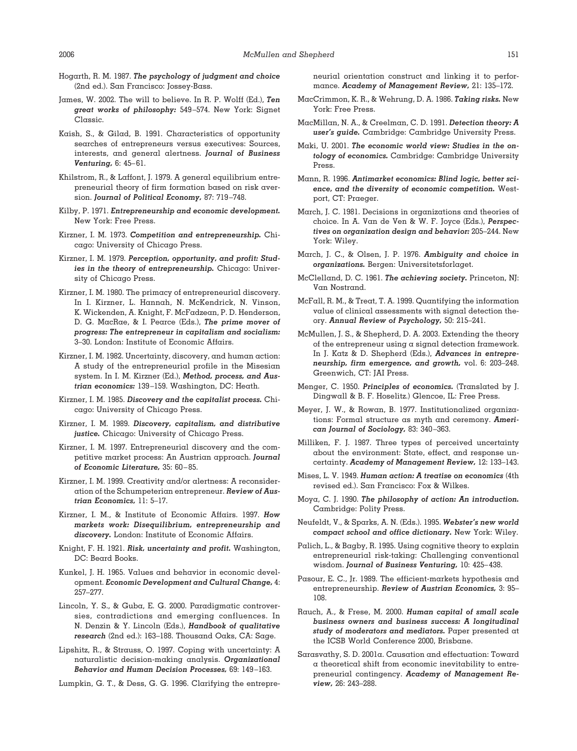Hogarth, R. M. 1987. ***The psychology of judgment and choice*** (2nd ed.). San Francisco: Jossey-Bass.

James, W. 2002. The will to believe. In R. P. Wolff (Ed.), ***Ten great works of philosophy:*** 549–574. New York: Signet Classic.

Kaish, S., & Gilad, B. 1991. Characteristics of opportunity searches of entrepreneurs versus executives: Sources, interests, and general alertness. ***Journal of Business Venturing,*** 6: 45–61.

Khilstrom, R., & Laffont, J. 1979. A general equilibrium entrepreneurial theory of firm formation based on risk aversion. ***Journal of Political Economy,*** 87: 719–748.

Kilby, P. 1971. ***Entrepreneurship and economic development.*** New York: Free Press.

Kirzner, I. M. 1973. ***Competition and entrepreneurship.*** Chicago: University of Chicago Press.

Kirzner, I. M. 1979. ***Perception, opportunity, and profit: Studies in the theory of entrepreneurship.*** Chicago: University of Chicago Press.

Kirzner, I. M. 1980. The primacy of entrepreneurial discovery. In I. Kirzner, L. Hannah, N. McKendrick, N. Vinson, K. Wickenden, A. Knight, F. McFadzean, P. D. Henderson, D. G. MacRae, & I. Pearce (Eds.), ***The prime mover of progress: The entrepreneur in capitalism and socialism:*** 3–30. London: Institute of Economic Affairs.

Kirzner, I. M. 1982. Uncertainty, discovery, and human action: A study of the entrepreneurial profile in the Misesian system. In I. M. Kirzner (Ed.), ***Method, process, and Austrian economics:*** 139–159. Washington, DC: Heath.

Kirzner, I. M. 1985. ***Discovery and the capitalist process.*** Chicago: University of Chicago Press.

Kirzner, I. M. 1989. ***Discovery, capitalism, and distributive justice.*** Chicago: University of Chicago Press.

Kirzner, I. M. 1997. Entrepreneurial discovery and the competitive market process: An Austrian approach. ***Journal of Economic Literature,*** 35: 60–85.

Kirzner, I. M. 1999. Creativity and/or alertness: A reconsideration of the Schumpeterian entrepreneur. ***Review of Austrian Economics,*** 11: 5–17.

Kirzner, I. M., & Institute of Economic Affairs. 1997. ***How markets work: Disequilibrium, entrepreneurship and discovery.*** London: Institute of Economic Affairs.

Knight, F. H. 1921. ***Risk, uncertainty and profit.*** Washington, DC: Beard Books.

Kunkel, J. H. 1965. Values and behavior in economic development. ***Economic Development and Cultural Change,*** 4: 257–277.

Lincoln, Y. S., & Guba, E. G. 2000. Paradigmatic controversies, contradictions and emerging confluences. In N. Denzin & Y. Lincoln (Eds.), ***Handbook of qualitative research*** (2nd ed.): 163–188. Thousand Oaks, CA: Sage.

Lipshitz, R., & Strauss, O. 1997. Coping with uncertainty: A naturalistic decision-making analysis. ***Organizational Behavior and Human Decision Processes,*** 69: 149–163.

Lumpkin, G. T., & Dess, G. G. 1996. Clarifying the entrepreneurial orientation construct and linking it to performance. ***Academy of Management Review,*** 21: 135–172.

MacCrimmon, K. R., & Wehrung, D. A. 1986. ***Taking risks.*** New York: Free Press.

MacMillan, N. A., & Creelman, C. D. 1991. ***Detection theory: A user's guide.*** Cambridge: Cambridge University Press.

Maki, U. 2001. ***The economic world view: Studies in the ontology of economics.*** Cambridge: Cambridge University Press.

Mann, R. 1996. ***Antimarket economics: Blind logic, better science, and the diversity of economic competition.*** Westport, CT: Praeger.

March, J. C. 1981. Decisions in organizations and theories of choice. In A. Van de Ven & W. F. Joyce (Eds.), ***Perspectives on organization design and behavior:*** 205–244. New York: Wiley.

March, J. C., & Olsen, J. P. 1976. ***Ambiguity and choice in organizations.*** Bergen: Universitetsforlaget.

McClelland, D. C. 1961. ***The achieving society.*** Princeton, NJ: Van Nostrand.

McFall, R. M., & Treat, T. A. 1999. Quantifying the information value of clinical assessments with signal detection theory. ***Annual Review of Psychology,*** 50: 215–241.

McMullen, J. S., & Shepherd, D. A. 2003. Extending the theory of the entrepreneur using a signal detection framework. In J. Katz & D. Shepherd (Eds.), ***Advances in entrepreneurship, firm emergence, and growth,*** vol. 6: 203–248. Greenwich, CT: JAI Press.

Menger, C. 1950. ***Principles of economics.*** (Translated by J. Dingwall & B. F. Hoselitz.) Glencoe, IL: Free Press.

Meyer, J. W., & Rowan, B. 1977. Institutionalized organizations: Formal structure as myth and ceremony. ***American Journal of Sociology,*** 83: 340–363.

Milliken, F. J. 1987. Three types of perceived uncertainty about the environment: State, effect, and response uncertainty. ***Academy of Management Review,*** 12: 133–143.

Mises, L. V. 1949. ***Human action: A treatise on economics*** (4th revised ed.). San Francisco: Fox & Wilkes.

Moya, C. J. 1990. ***The philosophy of action: An introduction.*** Cambridge: Polity Press.

Neufeldt, V., & Sparks, A. N. (Eds.). 1995. ***Webster's new world compact school and office dictionary.*** New York: Wiley.

Palich, L., & Bagby, R. 1995. Using cognitive theory to explain entrepreneurial risk-taking: Challenging conventional wisdom. ***Journal of Business Venturing,*** 10: 425–438.

Pasour, E. C., Jr. 1989. The efficient-markets hypothesis and entrepreneurship. ***Review of Austrian Economics,*** 3: 95–108.

Rauch, A., & Frese, M. 2000. ***Human capital of small scale business owners and business success: A longitudinal study of moderators and mediators.*** Paper presented at the ICSB World Conference 2000, Brisbane.

Sarasvathy, S. D. 2001a. Causation and effectuation: Toward a theoretical shift from economic inevitability to entrepreneurial contingency. ***Academy of Management Review,*** 26: 243–288.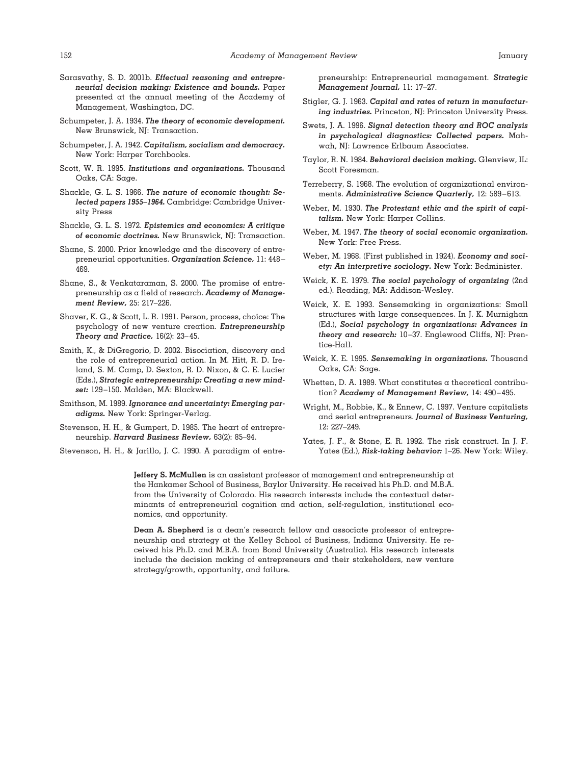Sarasvathy, S. D. 2001b. ***Effectual reasoning and entrepreneurial decision making: Existence and bounds.*** Paper presented at the annual meeting of the Academy of Management, Washington, DC.

Schumpeter, J. A. 1934. ***The theory of economic development.*** New Brunswick, NJ: Transaction.

Schumpeter, J. A. 1942. ***Capitalism, socialism and democracy.*** New York: Harper Torchbooks.

Scott, W. R. 1995. ***Institutions and organizations.*** Thousand Oaks, CA: Sage.

Shackle, G. L. S. 1966. ***The nature of economic thought: Selected papers 1955–1964.*** Cambridge: Cambridge University Press

Shackle, G. L. S. 1972. ***Epistemics and economics: A critique of economic doctrines.*** New Brunswick, NJ: Transaction.

Shane, S. 2000. Prior knowledge and the discovery of entrepreneurial opportunities. ***Organization Science,*** 11: 448–469.

Shane, S., & Venkataraman, S. 2000. The promise of entrepreneurship as a field of research. ***Academy of Management Review,*** 25: 217–226.

Shaver, K. G., & Scott, L. R. 1991. Person, process, choice: The psychology of new venture creation. ***Entrepreneurship Theory and Practice,*** 16(2): 23–45.

Smith, K., & DiGregorio, D. 2002. Bisociation, discovery and the role of entrepreneurial action. In M. Hitt, R. D. Ireland, S. M. Camp, D. Sexton, R. D. Nixon, & C. E. Lucier (Eds.), ***Strategic entrepreneurship: Creating a new mindset:*** 129–150. Malden, MA: Blackwell.

Smithson, M. 1989. ***Ignorance and uncertainty: Emerging paradigms.*** New York: Springer-Verlag.

Stevenson, H. H., & Gumpert, D. 1985. The heart of entrepreneurship. ***Harvard Business Review,*** 63(2): 85–94.

Stevenson, H. H., & Jarillo, J. C. 1990. A paradigm of entrepreneurship: Entrepreneurial management. ***Strategic Management Journal,*** 11: 17–27.

Stigler, G. J. 1963. ***Capital and rates of return in manufacturing industries.*** Princeton, NJ: Princeton University Press.

Swets, J. A. 1996. ***Signal detection theory and ROC analysis in psychological diagnostics: Collected papers.*** Mahwah, NJ: Lawrence Erlbaum Associates.

Taylor, R. N. 1984. ***Behavioral decision making.*** Glenview, IL: Scott Foresman.

Terreberry, S. 1968. The evolution of organizational environments. ***Administrative Science Quarterly,*** 12: 589–613.

Weber, M. 1930. ***The Protestant ethic and the spirit of capitalism.*** New York: Harper Collins.

Weber, M. 1947. ***The theory of social economic organization.*** New York: Free Press.

Weber, M. 1968. (First published in 1924). ***Economy and society: An interpretive sociology.*** New York: Bedminister.

Weick, K. E. 1979. ***The social psychology of organizing*** (2nd ed.). Reading, MA: Addison-Wesley.

Weick, K. E. 1993. Sensemaking in organizations: Small structures with large consequences. In J. K. Murnighan (Ed.), ***Social psychology in organizations: Advances in theory and research:*** 10–37. Englewood Cliffs, NJ: Prentice-Hall.

Weick, K. E. 1995. ***Sensemaking in organizations.*** Thousand Oaks, CA: Sage.

Whetten, D. A. 1989. What constitutes a theoretical contribution? ***Academy of Management Review,*** 14: 490–495.

Wright, M., Robbie, K., & Ennew, C. 1997. Venture capitalists and serial entrepreneurs. ***Journal of Business Venturing,*** 12: 227–249.

Yates, J. F., & Stone, E. R. 1992. The risk construct. In J. F. Yates (Ed.), ***Risk-taking behavior:*** 1–26. New York: Wiley.

**Jeffery S. McMullen** is an assistant professor of management and entrepreneurship at the Hankamer School of Business, Baylor University. He received his Ph.D. and M.B.A. from the University of Colorado. His research interests include the contextual determinants of entrepreneurial cognition and action, self-regulation, institutional economics, and opportunity.

**Dean A. Shepherd** is a dean's research fellow and associate professor of entrepreneurship and strategy at the Kelley School of Business, Indiana University. He received his Ph.D. and M.B.A. from Bond University (Australia). His research interests include the decision making of entrepreneurs and their stakeholders, new venture strategy/growth, opportunity, and failure.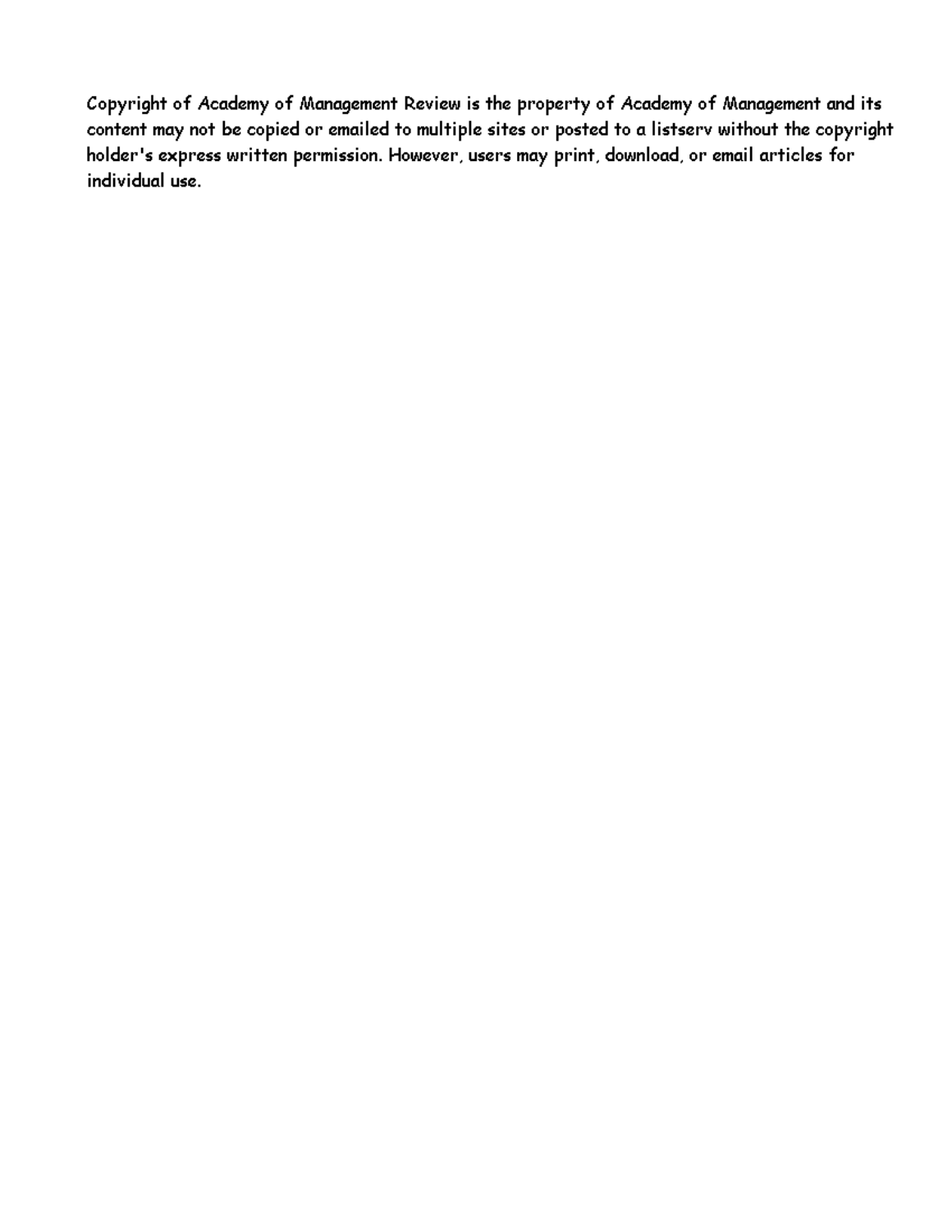Copyright of Academy of Management Review is the property of Academy of Management and its content may not be copied or emailed to multiple sites or posted to a listserv without the copyright holder's express written permission. However, users may print, download, or email articles for individual use.